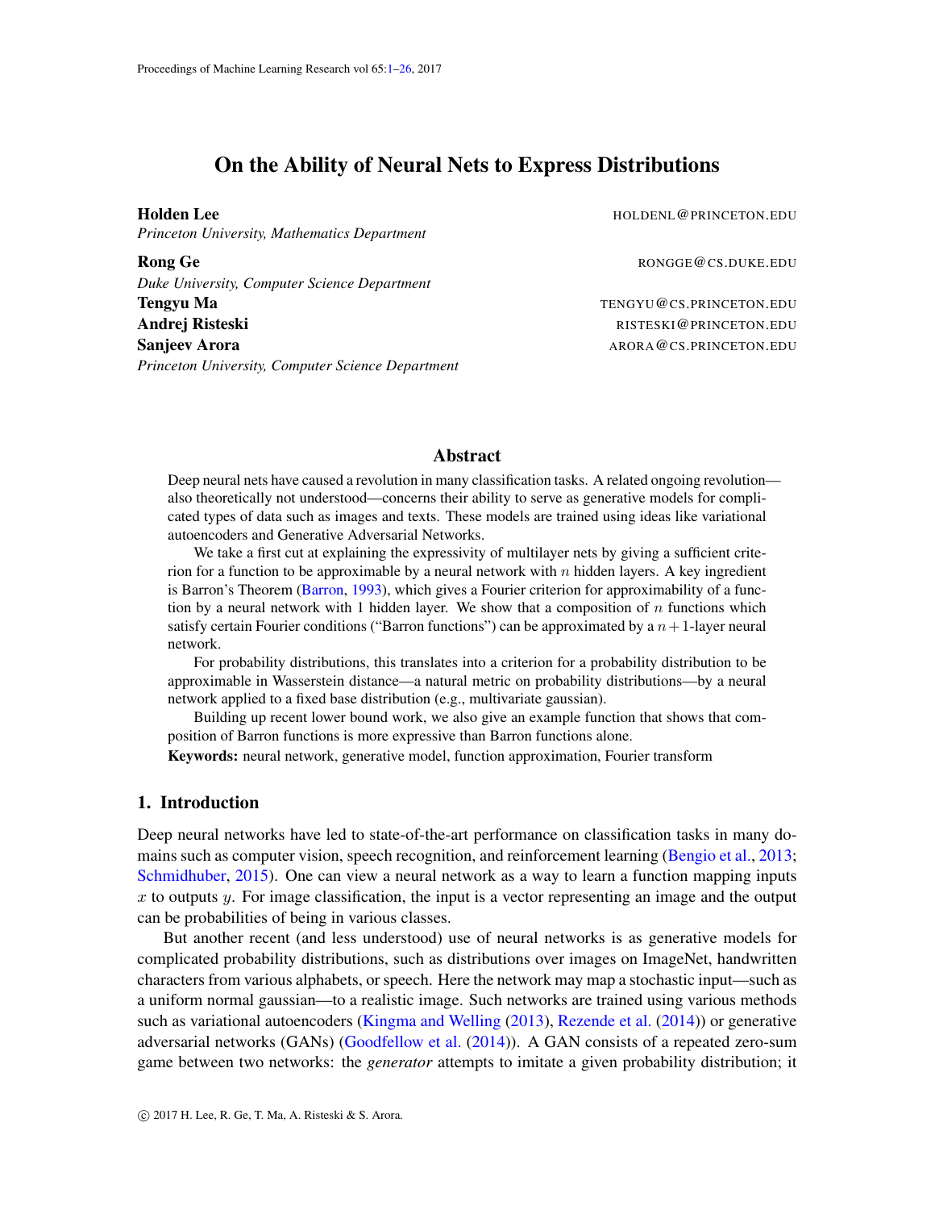# On the Ability of Neural Nets to Express Distributions

**Holden Lee** HOLDENL@PRINCETON.EDU
*Princeton University, Mathematics Department*

**Rong Ge** RONGGE@CS.DUKE.EDU
*Duke University, Computer Science Department*

**Tengyu Ma** TENGYU@CS.PRINCETON.EDU
**Andrej Risteski** RISTESKI@PRINCETON.EDU
**Sanjeev Arora** ARORA@CS.PRINCETON.EDU
*Princeton University, Computer Science Department*

## Abstract

Deep neural nets have caused a revolution in many classification tasks. A related ongoing revolution—also theoretically not understood—concerns their ability to serve as generative models for complicated types of data such as images and texts. These models are trained using ideas like variational autoencoders and Generative Adversarial Networks.

We take a first cut at explaining the expressivity of multilayer nets by giving a sufficient criterion for a function to be approximable by a neural network with $n$ hidden layers. A key ingredient is Barron's Theorem (Barron, 1993), which gives a Fourier criterion for approximability of a function by a neural network with 1 hidden layer. We show that a composition of $n$ functions which satisfy certain Fourier conditions ("Barron functions") can be approximated by a $n+1$-layer neural network.

For probability distributions, this translates into a criterion for a probability distribution to be approximable in Wasserstein distance—a natural metric on probability distributions—by a neural network applied to a fixed base distribution (e.g., multivariate gaussian).

Building up recent lower bound work, we also give an example function that shows that composition of Barron functions is more expressive than Barron functions alone.

**Keywords:** neural network, generative model, function approximation, Fourier transform

## 1. Introduction

Deep neural networks have led to state-of-the-art performance on classification tasks in many domains such as computer vision, speech recognition, and reinforcement learning (Bengio et al., 2013; Schmidhuber, 2015). One can view a neural network as a way to learn a function mapping inputs $x$ to outputs $y$. For image classification, the input is a vector representing an image and the output can be probabilities of being in various classes.

But another recent (and less understood) use of neural networks is as generative models for complicated probability distributions, such as distributions over images on ImageNet, handwritten characters from various alphabets, or speech. Here the network may map a stochastic input—such as a uniform normal gaussian—to a realistic image. Such networks are trained using various methods such as variational autoencoders (Kingma and Welling (2013), Rezende et al. (2014)) or generative adversarial networks (GANs) (Goodfellow et al. (2014)). A GAN consists of a repeated zero-sum game between two networks: the *generator* attempts to imitate a given probability distribution; it

© 2017 H. Lee, R. Ge, T. Ma, A. Risteski & S. Arora.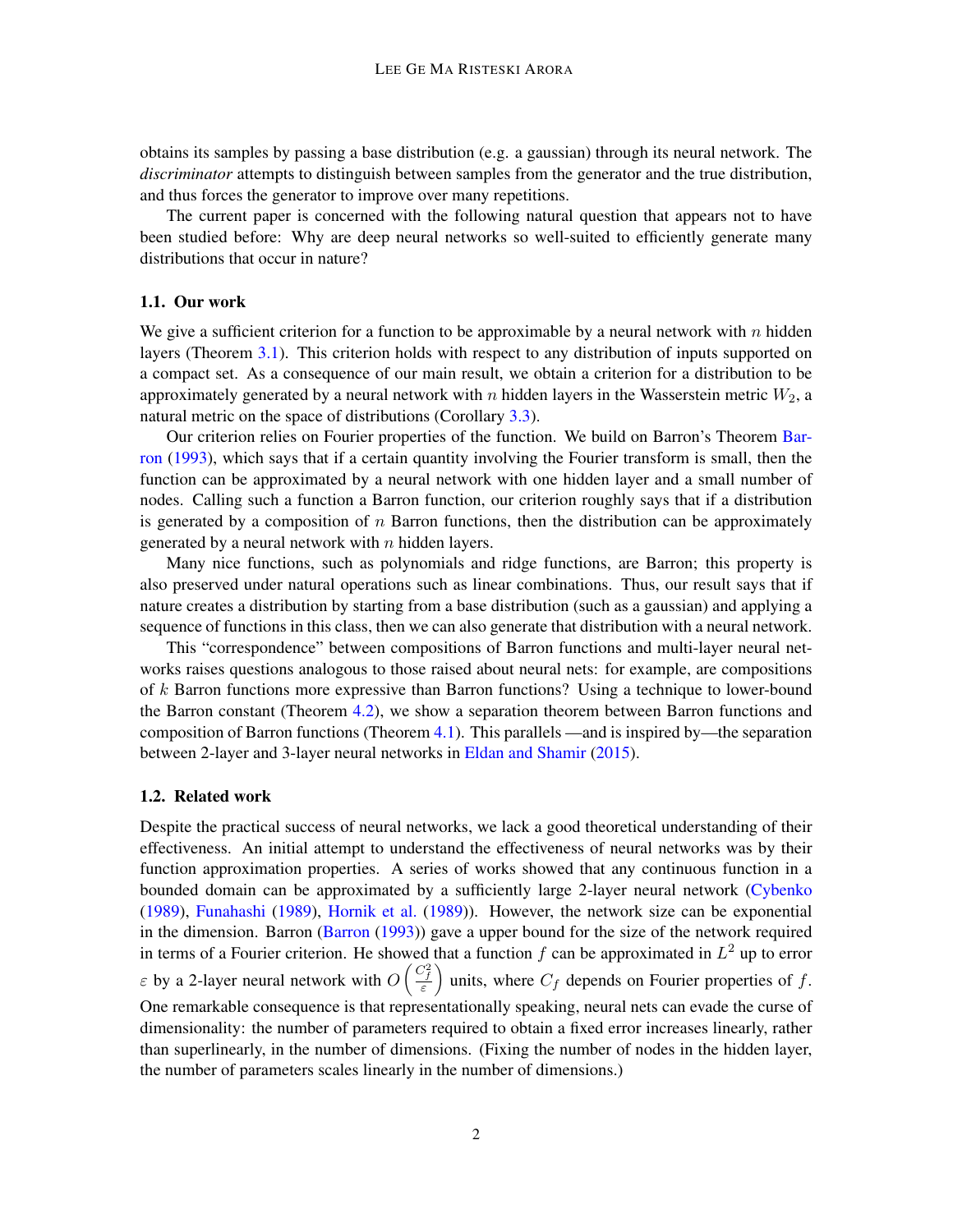obtains its samples by passing a base distribution (e.g. a gaussian) through its neural network. The *discriminator* attempts to distinguish between samples from the generator and the true distribution, and thus forces the generator to improve over many repetitions.

The current paper is concerned with the following natural question that appears not to have been studied before: Why are deep neural networks so well-suited to efficiently generate many distributions that occur in nature?

### 1.1. Our work

We give a sufficient criterion for a function to be approximable by a neural network with $n$ hidden layers (Theorem 3.1). This criterion holds with respect to any distribution of inputs supported on a compact set. As a consequence of our main result, we obtain a criterion for a distribution to be approximately generated by a neural network with $n$ hidden layers in the Wasserstein metric $W_2$, a natural metric on the space of distributions (Corollary 3.3).

Our criterion relies on Fourier properties of the function. We build on Barron's Theorem Barron (1993), which says that if a certain quantity involving the Fourier transform is small, then the function can be approximated by a neural network with one hidden layer and a small number of nodes. Calling such a function a Barron function, our criterion roughly says that if a distribution is generated by a composition of $n$ Barron functions, then the distribution can be approximately generated by a neural network with $n$ hidden layers.

Many nice functions, such as polynomials and ridge functions, are Barron; this property is also preserved under natural operations such as linear combinations. Thus, our result says that if nature creates a distribution by starting from a base distribution (such as a gaussian) and applying a sequence of functions in this class, then we can also generate that distribution with a neural network.

This "correspondence" between compositions of Barron functions and multi-layer neural networks raises questions analogous to those raised about neural nets: for example, are compositions of $k$ Barron functions more expressive than Barron functions? Using a technique to lower-bound the Barron constant (Theorem 4.2), we show a separation theorem between Barron functions and composition of Barron functions (Theorem 4.1). This parallels —and is inspired by—the separation between 2-layer and 3-layer neural networks in Eldan and Shamir (2015).

### 1.2. Related work

Despite the practical success of neural networks, we lack a good theoretical understanding of their effectiveness. An initial attempt to understand the effectiveness of neural networks was by their function approximation properties. A series of works showed that any continuous function in a bounded domain can be approximated by a sufficiently large 2-layer neural network (Cybenko (1989), Funahashi (1989), Hornik et al. (1989)). However, the network size can be exponential in the dimension. Barron (Barron (1993)) gave a upper bound for the size of the network required in terms of a Fourier criterion. He showed that a function $f$ can be approximated in $L^2$ up to error $\varepsilon$ by a 2-layer neural network with $O\left(\frac{C_f^2}{\varepsilon}\right)$ units, where $C_f$ depends on Fourier properties of $f$. One remarkable consequence is that representationally speaking, neural nets can evade the curse of dimensionality: the number of parameters required to obtain a fixed error increases linearly, rather than superlinearly, in the number of dimensions. (Fixing the number of nodes in the hidden layer, the number of parameters scales linearly in the number of dimensions.)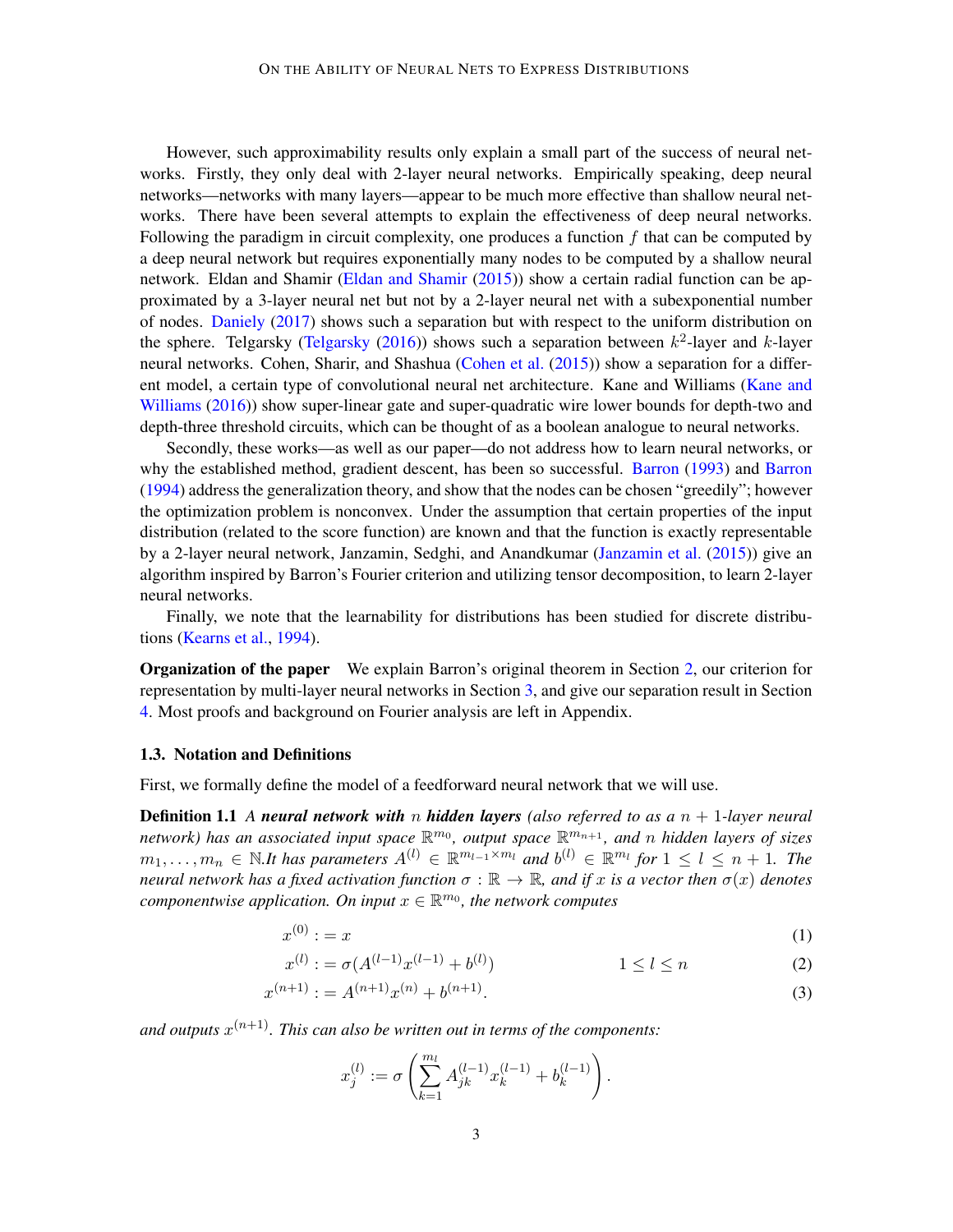However, such approximability results only explain a small part of the success of neural networks. Firstly, they only deal with 2-layer neural networks. Empirically speaking, deep neural networks—networks with many layers—appear to be much more effective than shallow neural networks. There have been several attempts to explain the effectiveness of deep neural networks. Following the paradigm in circuit complexity, one produces a function $f$ that can be computed by a deep neural network but requires exponentially many nodes to be computed by a shallow neural network. Eldan and Shamir (Eldan and Shamir (2015)) show a certain radial function can be approximated by a 3-layer neural net but not by a 2-layer neural net with a subexponential number of nodes. Daniely (2017) shows such a separation but with respect to the uniform distribution on the sphere. Telgarsky (Telgarsky (2016)) shows such a separation between $k^2$-layer and $k$-layer neural networks. Cohen, Sharir, and Shashua (Cohen et al. (2015)) show a separation for a different model, a certain type of convolutional neural net architecture. Kane and Williams (Kane and Williams (2016)) show super-linear gate and super-quadratic wire lower bounds for depth-two and depth-three threshold circuits, which can be thought of as a boolean analogue to neural networks.

Secondly, these works—as well as our paper—do not address how to learn neural networks, or why the established method, gradient descent, has been so successful. Barron (1993) and Barron (1994) address the generalization theory, and show that the nodes can be chosen "greedily"; however the optimization problem is nonconvex. Under the assumption that certain properties of the input distribution (related to the score function) are known and that the function is exactly representable by a 2-layer neural network, Janzamin, Sedghi, and Anandkumar (Janzamin et al. (2015)) give an algorithm inspired by Barron's Fourier criterion and utilizing tensor decomposition, to learn 2-layer neural networks.

Finally, we note that the learnability for distributions has been studied for discrete distributions (Kearns et al., 1994).

**Organization of the paper** We explain Barron's original theorem in Section 2, our criterion for representation by multi-layer neural networks in Section 3, and give our separation result in Section 4. Most proofs and background on Fourier analysis are left in Appendix.

### 1.3. Notation and Definitions

First, we formally define the model of a feedforward neural network that we will use.

**Definition 1.1** *A **neural network with** $n$ **hidden layers** (also referred to as a $n+1$-layer neural network) has an associated input space $\mathbb{R}^{m_0}$, output space $\mathbb{R}^{m_{n+1}}$, and $n$ hidden layers of sizes $m_1, \dots, m_n \in \mathbb{N}$. It has parameters $A^{(l)} \in \mathbb{R}^{m_{l-1} \times m_l}$ and $b^{(l)} \in \mathbb{R}^{m_l}$ for $1 \le l \le n+1$. The neural network has a fixed activation function $\sigma : \mathbb{R} \to \mathbb{R}$, and if $x$ is a vector then $\sigma(x)$ denotes componentwise application. On input $x \in \mathbb{R}^{m_0}$, the network computes*

$$x^{(0)} := x \tag{1}$$

$$x^{(l)} := \sigma(A^{(l-1)} x^{(l-1)} + b^{(l)}) \qquad 1 \le l \le n \tag{2}$$

$$x^{(n+1)} := A^{(n+1)} x^{(n)} + b^{(n+1)}. \tag{3}$$

*and outputs $x^{(n+1)}$. This can also be written out in terms of the components:*

$$x_j^{(l)} := \sigma\left( \sum_{k=1}^{m_l} A_{jk}^{(l-1)} x_k^{(l-1)} + b_k^{(l-1)} \right).$$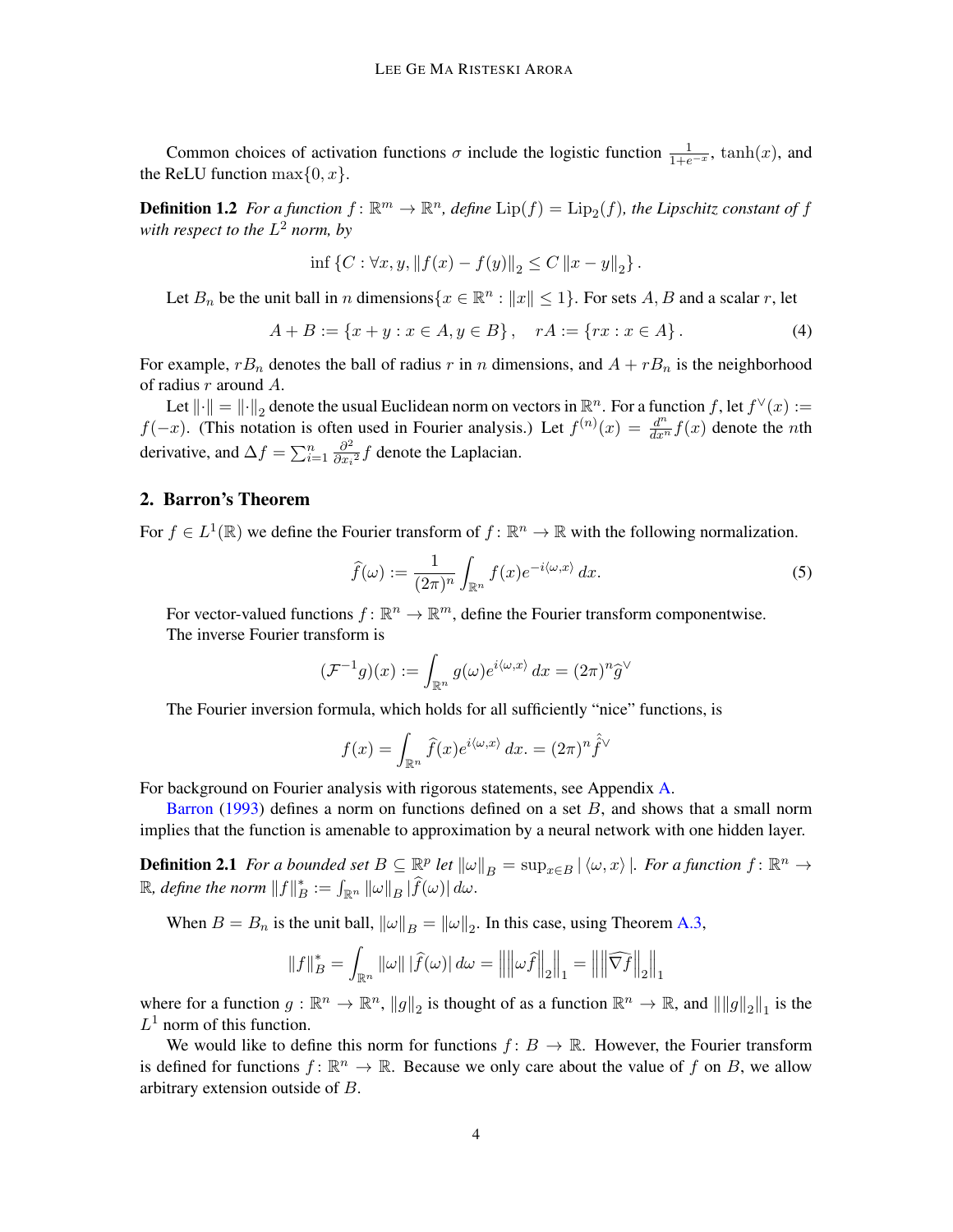Common choices of activation functions $\sigma$ include the logistic function $\frac{1}{1+e^{-x}}$, $\tanh(x)$, and the ReLU function $\max\{0, x\}$.

**Definition 1.2** *For a function $f \colon \mathbb{R}^m \to \mathbb{R}^n$, define $\mathrm{Lip}(f) = \mathrm{Lip}_2(f)$, the Lipschitz constant of $f$ with respect to the $L^2$ norm, by*

$$\inf \left\{C : \forall x, y, \|f(x) - f(y)\|_2 \le C \|x - y\|_2 \right\}.$$

Let $B_n$ be the unit ball in $n$ dimensions$\{x \in \mathbb{R}^n : \|x\| \le 1\}$. For sets $A, B$ and a scalar $r$, let

$$A + B := \{x + y : x \in A, y \in B\}, \quad rA := \{rx : x \in A\}. \tag{4}$$

For example, $rB_n$ denotes the ball of radius $r$ in $n$ dimensions, and $A + rB_n$ is the neighborhood of radius $r$ around $A$.

Let $\|\cdot\| = \|\cdot\|_2$ denote the usual Euclidean norm on vectors in $\mathbb{R}^n$. For a function $f$, let $f^\vee(x) := f(-x)$. (This notation is often used in Fourier analysis.) Let $f^{(n)}(x) = \frac{d^n}{dx^n} f(x)$ denote the $n$th derivative, and $\Delta f = \sum_{i=1}^n \frac{\partial^2}{\partial x_i{}^2} f$ denote the Laplacian.

## 2. Barron's Theorem

For $f \in L^1(\mathbb{R})$ we define the Fourier transform of $f \colon \mathbb{R}^n \to \mathbb{R}$ with the following normalization.

$$\widehat{f}(\omega) := \frac{1}{(2\pi)^n} \int_{\mathbb{R}^n} f(x) e^{-i\langle \omega, x\rangle}\, dx. \tag{5}$$

For vector-valued functions $f \colon \mathbb{R}^n \to \mathbb{R}^m$, define the Fourier transform componentwise.

The inverse Fourier transform is

$$(\mathcal{F}^{-1} g)(x) := \int_{\mathbb{R}^n} g(\omega) e^{i\langle \omega, x\rangle}\, dx = (2\pi)^n \widehat{g}^\vee$$

The Fourier inversion formula, which holds for all sufficiently "nice" functions, is

$$f(x) = \int_{\mathbb{R}^n} \widehat{f}(x) e^{i\langle \omega, x\rangle}\, dx. = (2\pi)^n \hat{\hat{f}}^\vee$$

For background on Fourier analysis with rigorous statements, see Appendix A.

Barron (1993) defines a norm on functions defined on a set $B$, and shows that a small norm implies that the function is amenable to approximation by a neural network with one hidden layer.

**Definition 2.1** *For a bounded set $B \subseteq \mathbb{R}^p$ let $\|\omega\|_B = \sup_{x \in B} |\langle \omega, x\rangle|$. For a function $f \colon \mathbb{R}^n \to \mathbb{R}$, define the norm $\|f\|_B^* := \int_{\mathbb{R}^n} \|\omega\|_B |\widehat{f}(\omega)|\, d\omega$.*

When $B = B_n$ is the unit ball, $\|\omega\|_B = \|\omega\|_2$. In this case, using Theorem A.3,

$$\|f\|_B^* = \int_{\mathbb{R}^n} \|\omega\| \, |\widehat{f}(\omega)|\, d\omega = \left\| \left\| \omega \widehat{f} \right\|_2 \right\|_1 = \left\| \left\| \widehat{\nabla f} \right\|_2 \right\|_1$$

where for a function $g : \mathbb{R}^n \to \mathbb{R}^n$, $\|g\|_2$ is thought of as a function $\mathbb{R}^n \to \mathbb{R}$, and $\|\|g\|_2\|_1$ is the $L^1$ norm of this function.

We would like to define this norm for functions $f \colon B \to \mathbb{R}$. However, the Fourier transform is defined for functions $f \colon \mathbb{R}^n \to \mathbb{R}$. Because we only care about the value of $f$ on $B$, we allow arbitrary extension outside of $B$.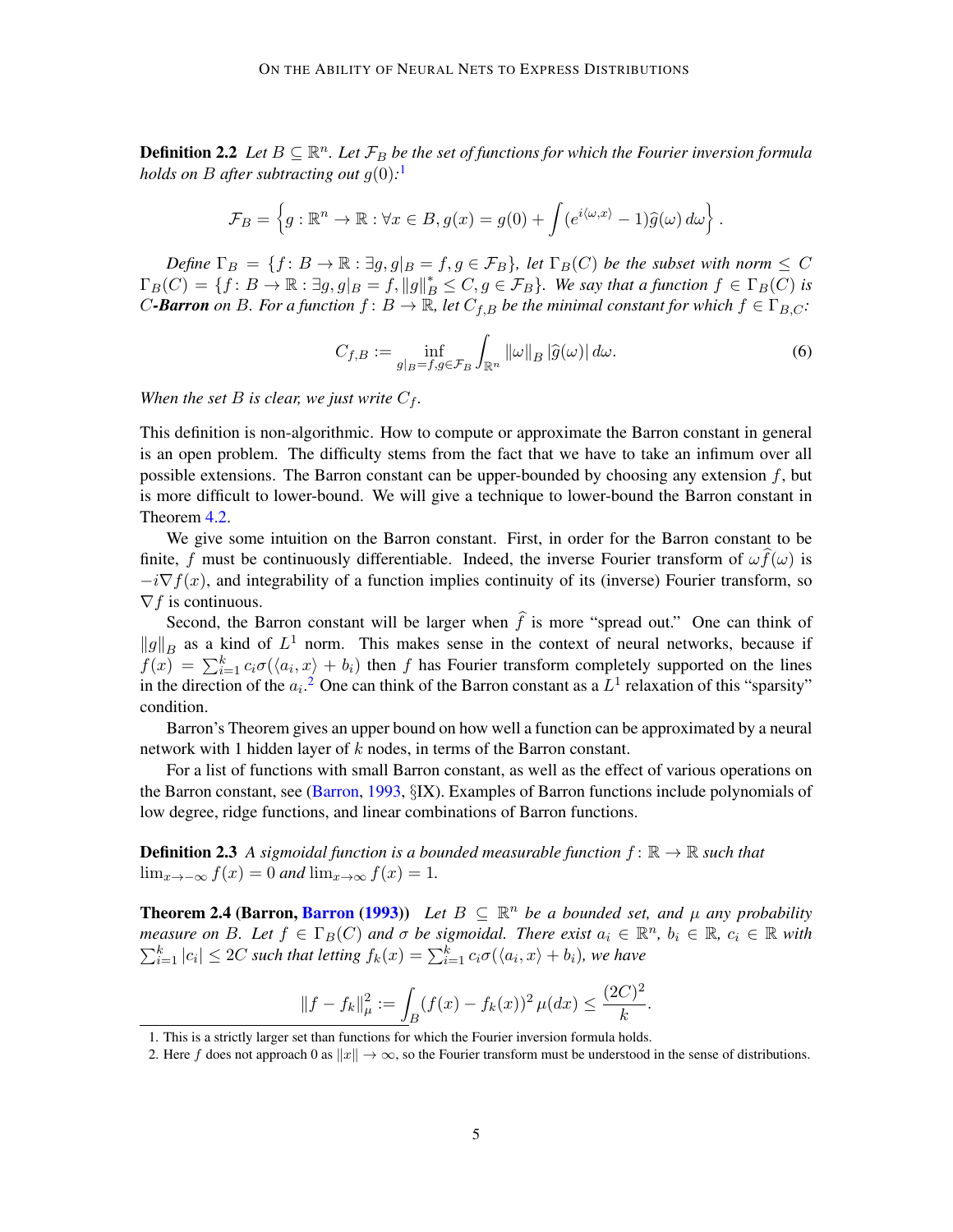**Definition 2.2** *Let $B \subseteq \mathbb{R}^n$. Let $\mathcal{F}_B$ be the set of functions for which the Fourier inversion formula holds on $B$ after subtracting out $g(0)$:*[1]

$$\mathcal{F}_B = \left\{ g : \mathbb{R}^n \to \mathbb{R} : \forall x \in B, g(x) = g(0) + \int (e^{i\langle \omega, x \rangle} - 1)\widehat{g}(\omega)\, d\omega \right\}.$$

*Define $\Gamma_B = \{f \colon B \to \mathbb{R} : \exists g, g|_B = f, g \in \mathcal{F}_B\}$, let $\Gamma_B(C)$ be the subset with norm $\leq C$ $\Gamma_B(C) = \{f \colon B \to \mathbb{R} : \exists g, g|_B = f, \|g\|_B^* \leq C, g \in \mathcal{F}_B\}$. We say that a function $f \in \Gamma_B(C)$ is $C$-**Barron** on $B$. For a function $f \colon B \to \mathbb{R}$, let $C_{f,B}$ be the minimal constant for which $f \in \Gamma_{B,C}$:*

$$C_{f,B} := \inf_{g|_B = f, g \in \mathcal{F}_B} \int_{\mathbb{R}^n} \|\omega\|_B \, |\widehat{g}(\omega)|\, d\omega. \tag{6}$$

*When the set $B$ is clear, we just write $C_f$.*

This definition is non-algorithmic. How to compute or approximate the Barron constant in general is an open problem. The difficulty stems from the fact that we have to take an infimum over all possible extensions. The Barron constant can be upper-bounded by choosing any extension $f$, but is more difficult to lower-bound. We will give a technique to lower-bound the Barron constant in Theorem 4.2.

We give some intuition on the Barron constant. First, in order for the Barron constant to be finite, $f$ must be continuously differentiable. Indeed, the inverse Fourier transform of $\omega \widehat{f}(\omega)$ is $-i\nabla f(x)$, and integrability of a function implies continuity of its (inverse) Fourier transform, so $\nabla f$ is continuous.

Second, the Barron constant will be larger when $\widehat{f}$ is more "spread out." One can think of $\|g\|_B$ as a kind of $L^1$ norm. This makes sense in the context of neural networks, because if $f(x) = \sum_{i=1}^k c_i \sigma(\langle a_i, x \rangle + b_i)$ then $f$ has Fourier transform completely supported on the lines in the direction of the $a_i$.[2] One can think of the Barron constant as a $L^1$ relaxation of this "sparsity" condition.

Barron's Theorem gives an upper bound on how well a function can be approximated by a neural network with 1 hidden layer of $k$ nodes, in terms of the Barron constant.

For a list of functions with small Barron constant, as well as the effect of various operations on the Barron constant, see (Barron, 1993, §IX). Examples of Barron functions include polynomials of low degree, ridge functions, and linear combinations of Barron functions.

**Definition 2.3** *A sigmoidal function is a bounded measurable function $f \colon \mathbb{R} \to \mathbb{R}$ such that $\lim_{x \to -\infty} f(x) = 0$ and $\lim_{x \to \infty} f(x) = 1$.*

**Theorem 2.4 (Barron, Barron (1993))** *Let $B \subseteq \mathbb{R}^n$ be a bounded set, and $\mu$ any probability measure on $B$. Let $f \in \Gamma_B(C)$ and $\sigma$ be sigmoidal. There exist $a_i \in \mathbb{R}^n$, $b_i \in \mathbb{R}$, $c_i \in \mathbb{R}$ with $\sum_{i=1}^k |c_i| \leq 2C$ such that letting $f_k(x) = \sum_{i=1}^k c_i \sigma(\langle a_i, x \rangle + b_i)$, we have*

$$\|f - f_k\|_\mu^2 := \int_B (f(x) - f_k(x))^2 \, \mu(dx) \leq \frac{(2C)^2}{k}.$$

1. This is a strictly larger set than functions for which the Fourier inversion formula holds.

2. Here $f$ does not approach 0 as $\|x\| \to \infty$, so the Fourier transform must be understood in the sense of distributions.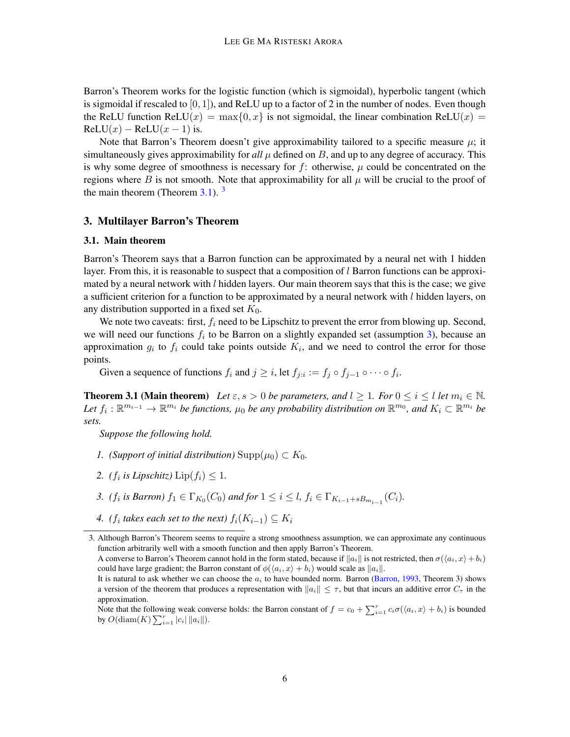Barron's Theorem works for the logistic function (which is sigmoidal), hyperbolic tangent (which is sigmoidal if rescaled to $[0, 1]$), and ReLU up to a factor of 2 in the number of nodes. Even though the ReLU function $\text{ReLU}(x) = \max\{0, x\}$ is not sigmoidal, the linear combination $\text{ReLU}(x) = \text{ReLU}(x) - \text{ReLU}(x - 1)$ is.

Note that Barron's Theorem doesn't give approximability tailored to a specific measure $\mu$; it simultaneously gives approximability for *all* $\mu$ defined on $B$, and up to any degree of accuracy. This is why some degree of smoothness is necessary for $f$: otherwise, $\mu$ could be concentrated on the regions where $B$ is not smooth. Note that approximability for all $\mu$ will be crucial to the proof of the main theorem (Theorem 3.1). [3]

## 3. Multilayer Barron's Theorem

### 3.1. Main theorem

Barron's Theorem says that a Barron function can be approximated by a neural net with 1 hidden layer. From this, it is reasonable to suspect that a composition of $l$ Barron functions can be approximated by a neural network with $l$ hidden layers. Our main theorem says that this is the case; we give a sufficient criterion for a function to be approximated by a neural network with $l$ hidden layers, on any distribution supported in a fixed set $K_0$.

We note two caveats: first, $f_i$ need to be Lipschitz to prevent the error from blowing up. Second, we will need our functions $f_i$ to be Barron on a slightly expanded set (assumption 3), because an approximation $g_i$ to $f_i$ could take points outside $K_i$, and we need to control the error for those points.

Given a sequence of functions $f_i$ and $j \geq i$, let $f_{j:i} := f_j \circ f_{j-1} \circ \cdots \circ f_i$.

**Theorem 3.1 (Main theorem)** *Let $\varepsilon, s > 0$ be parameters, and $l \geq 1$. For $0 \leq i \leq l$ let $m_i \in \mathbb{N}$. Let $f_i : \mathbb{R}^{m_{i-1}} \to \mathbb{R}^{m_i}$ be functions, $\mu_0$ be any probability distribution on $\mathbb{R}^{m_0}$, and $K_i \subset \mathbb{R}^{m_i}$ be sets.*

*Suppose the following hold.*

1. *(Support of initial distribution)* $\text{Supp}(\mu_0) \subset K_0$.
2. *($f_i$ is Lipschitz)* $\text{Lip}(f_i) \leq 1$.
3. *($f_i$ is Barron)* $f_1 \in \Gamma_{K_0}(C_0)$ *and for* $1 \leq i \leq l$, $f_i \in \Gamma_{K_{i-1}+sB_{m_{i-1}}}(C_i)$.
4. *($f_i$ takes each set to the next)* $f_i(K_{i-1}) \subseteq K_i$

---

3. Although Barron's Theorem seems to require a strong smoothness assumption, we can approximate any continuous function arbitrarily well with a smooth function and then apply Barron's Theorem.
A converse to Barron's Theorem cannot hold in the form stated, because if $\|a_i\|$ is not restricted, then $\sigma(\langle a_i, x\rangle + b_i)$ could have large gradient; the Barron constant of $\phi(\langle a_i, x\rangle + b_i)$ would scale as $\|a_i\|$.
It is natural to ask whether we can choose the $a_i$ to have bounded norm. Barron (Barron, 1993, Theorem 3) shows a version of the theorem that produces a representation with $\|a_i\| \leq \tau$, but that incurs an additive error $C_\tau$ in the approximation.
Note that the following weak converse holds: the Barron constant of $f = c_0 + \sum_{i=1}^{r} c_i\sigma(\langle a_i, x\rangle + b_i)$ is bounded by $O(\text{diam}(K)\sum_{i=1}^{r} |c_i| \|a_i\|)$.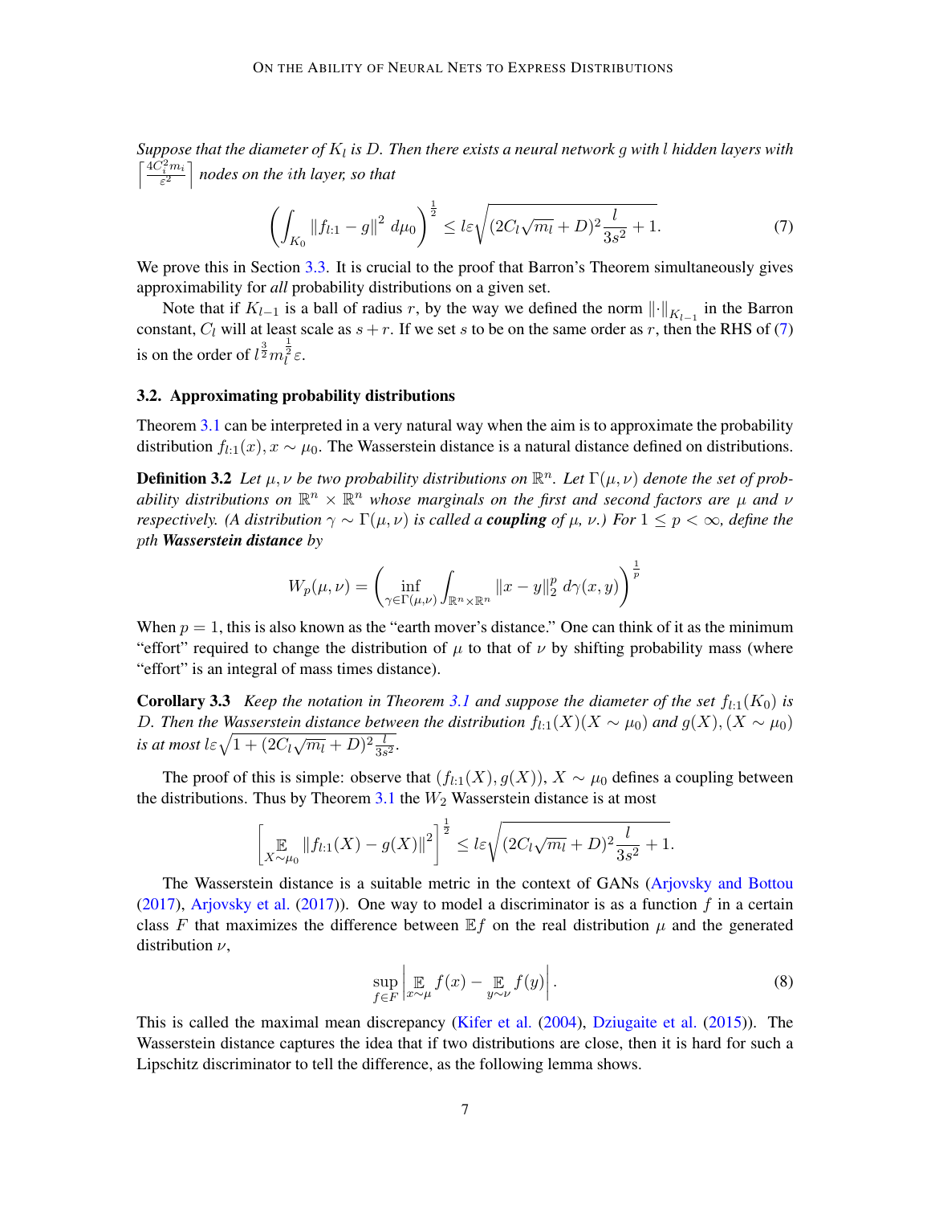*Suppose that the diameter of $K_l$ is $D$. Then there exists a neural network $g$ with $l$ hidden layers with $\left\lceil \frac{4C_i^2 m_i}{\varepsilon^2} \right\rceil$ nodes on the ith layer, so that*

$$\left( \int_{K_0} \|f_{l:1} - g\|^2 \, d\mu_0 \right)^{\frac{1}{2}} \le l\varepsilon \sqrt{(2C_l\sqrt{m_l} + D)^2 \frac{l}{3s^2} + 1}. \tag{7}$$

We prove this in Section 3.3. It is crucial to the proof that Barron's Theorem simultaneously gives approximability for *all* probability distributions on a given set.

Note that if $K_{l-1}$ is a ball of radius $r$, by the way we defined the norm $\|\cdot\|_{K_{l-1}}$ in the Barron constant, $C_l$ will at least scale as $s + r$. If we set $s$ to be on the same order as $r$, then the RHS of (7) is on the order of $l^{\frac{3}{2}} m_l^{\frac{1}{2}} \varepsilon$.

### 3.2. Approximating probability distributions

Theorem 3.1 can be interpreted in a very natural way when the aim is to approximate the probability distribution $f_{l:1}(x), x \sim \mu_0$. The Wasserstein distance is a natural distance defined on distributions.

**Definition 3.2** *Let $\mu, \nu$ be two probability distributions on $\mathbb{R}^n$. Let $\Gamma(\mu, \nu)$ denote the set of probability distributions on $\mathbb{R}^n \times \mathbb{R}^n$ whose marginals on the first and second factors are $\mu$ and $\nu$ respectively. (A distribution $\gamma \sim \Gamma(\mu, \nu)$ is called a **coupling** of $\mu$, $\nu$.) For $1 \le p < \infty$, define the pth **Wasserstein distance** by*

$$W_p(\mu, \nu) = \left( \inf_{\gamma \in \Gamma(\mu,\nu)} \int_{\mathbb{R}^n \times \mathbb{R}^n} \|x - y\|_2^p \, d\gamma(x, y) \right)^{\frac{1}{p}}$$

When $p = 1$, this is also known as the "earth mover's distance." One can think of it as the minimum "effort" required to change the distribution of $\mu$ to that of $\nu$ by shifting probability mass (where "effort" is an integral of mass times distance).

**Corollary 3.3** *Keep the notation in Theorem 3.1 and suppose the diameter of the set $f_{l:1}(K_0)$ is $D$. Then the Wasserstein distance between the distribution $f_{l:1}(X)(X \sim \mu_0)$ and $g(X), (X \sim \mu_0)$ is at most $l\varepsilon\sqrt{1 + (2C_l\sqrt{m_l} + D)^2 \frac{l}{3s^2}}$.*

The proof of this is simple: observe that $(f_{l:1}(X), g(X))$, $X \sim \mu_0$ defines a coupling between the distributions. Thus by Theorem 3.1 the $W_2$ Wasserstein distance is at most

$$\left[ \mathop{\mathbb{E}}_{X \sim \mu_0} \|f_{l:1}(X) - g(X)\|^2 \right]^{\frac{1}{2}} \le l\varepsilon \sqrt{(2C_l\sqrt{m_l} + D)^2 \frac{l}{3s^2} + 1}.$$

The Wasserstein distance is a suitable metric in the context of GANs (Arjovsky and Bottou (2017), Arjovsky et al. (2017)). One way to model a discriminator is as a function $f$ in a certain class $F$ that maximizes the difference between $\mathbb{E} f$ on the real distribution $\mu$ and the generated distribution $\nu$,

$$\sup_{f \in F} \left| \mathop{\mathbb{E}}_{x \sim \mu} f(x) - \mathop{\mathbb{E}}_{y \sim \nu} f(y) \right|. \tag{8}$$

This is called the maximal mean discrepancy (Kifer et al. (2004), Dziugaite et al. (2015)). The Wasserstein distance captures the idea that if two distributions are close, then it is hard for such a Lipschitz discriminator to tell the difference, as the following lemma shows.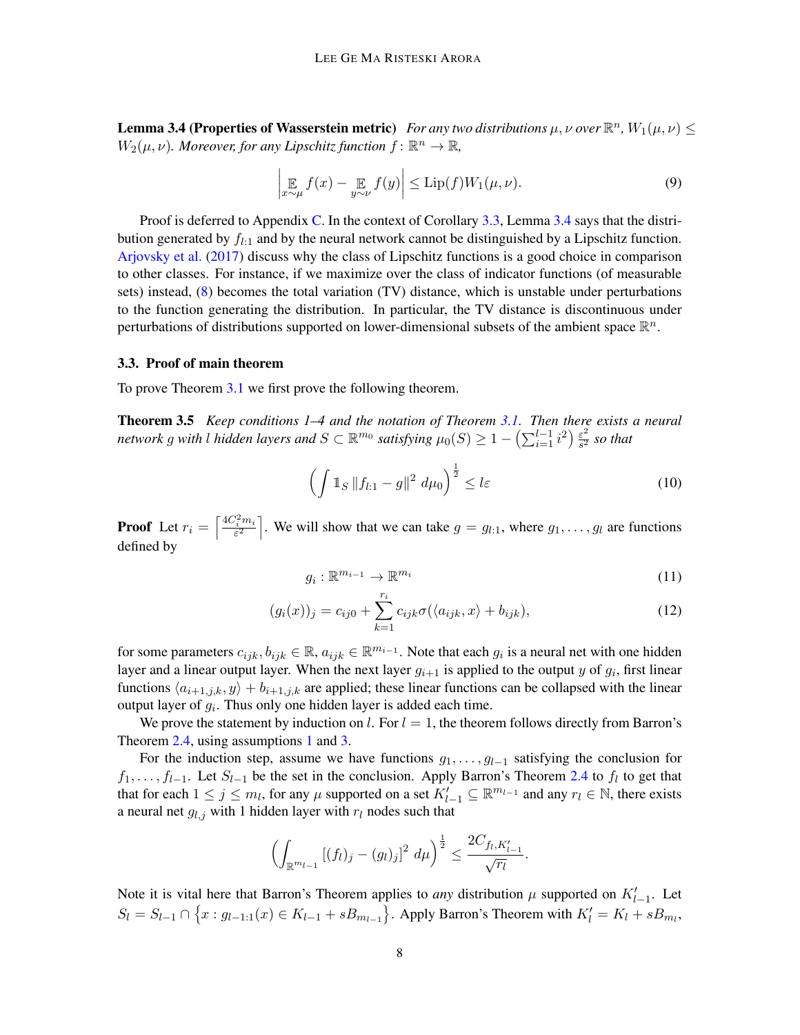**Lemma 3.4 (Properties of Wasserstein metric)** *For any two distributions $\mu, \nu$ over $\mathbb{R}^n$, $W_1(\mu,\nu) \le W_2(\mu,\nu)$. Moreover, for any Lipschitz function $f: \mathbb{R}^n \to \mathbb{R}$,*

$$\left| \mathop{\mathbb{E}}_{x\sim\mu} f(x) - \mathop{\mathbb{E}}_{y\sim\nu} f(y) \right| \le \mathrm{Lip}(f) W_1(\mu,\nu). \tag{9}$$

Proof is deferred to Appendix C. In the context of Corollary 3.3, Lemma 3.4 says that the distribution generated by $f_{l:1}$ and by the neural network cannot be distinguished by a Lipschitz function. Arjovsky et al. (2017) discuss why the class of Lipschitz functions is a good choice in comparison to other classes. For instance, if we maximize over the class of indicator functions (of measurable sets) instead, (8) becomes the total variation (TV) distance, which is unstable under perturbations to the function generating the distribution. In particular, the TV distance is discontinuous under perturbations of distributions supported on lower-dimensional subsets of the ambient space $\mathbb{R}^n$.

### 3.3. Proof of main theorem

To prove Theorem 3.1 we first prove the following theorem.

**Theorem 3.5** *Keep conditions 1–4 and the notation of Theorem 3.1. Then there exists a neural network $g$ with $l$ hidden layers and $S \subset \mathbb{R}^{m_0}$ satisfying $\mu_0(S) \ge 1 - \left(\sum_{i=1}^{l-1} i^2\right) \frac{\varepsilon^2}{s^2}$ so that*

$$\left( \int \mathbb{1}_S \left\| f_{l:1} - g \right\|^2 \, d\mu_0 \right)^{\frac{1}{2}} \le l\varepsilon \tag{10}$$

**Proof** Let $r_i = \left\lceil \frac{4C_i^2 m_i}{\varepsilon^2} \right\rceil$. We will show that we can take $g = g_{l:1}$, where $g_1, \dots, g_l$ are functions defined by

$$g_i : \mathbb{R}^{m_{i-1}} \to \mathbb{R}^{m_i} \tag{11}$$

$$(g_i(x))_j = c_{ij0} + \sum_{k=1}^{r_i} c_{ijk} \sigma(\langle a_{ijk}, x \rangle + b_{ijk}), \tag{12}$$

for some parameters $c_{ijk}, b_{ijk} \in \mathbb{R}$, $a_{ijk} \in \mathbb{R}^{m_{i-1}}$. Note that each $g_i$ is a neural net with one hidden layer and a linear output layer. When the next layer $g_{i+1}$ is applied to the output $y$ of $g_i$, first linear functions $\langle a_{i+1,j,k}, y\rangle + b_{i+1,j,k}$ are applied; these linear functions can be collapsed with the linear output layer of $g_i$. Thus only one hidden layer is added each time.

We prove the statement by induction on $l$. For $l = 1$, the theorem follows directly from Barron's Theorem 2.4, using assumptions 1 and 3.

For the induction step, assume we have functions $g_1, \dots, g_{l-1}$ satisfying the conclusion for $f_1, \dots, f_{l-1}$. Let $S_{l-1}$ be the set in the conclusion. Apply Barron's Theorem 2.4 to $f_l$ to get that that for each $1 \le j \le m_l$, for any $\mu$ supported on a set $K'_{l-1} \subseteq \mathbb{R}^{m_{l-1}}$ and any $r_l \in \mathbb{N}$, there exists a neural net $g_{l,j}$ with 1 hidden layer with $r_l$ nodes such that

$$\left( \int_{\mathbb{R}^{m_{l-1}}} \left[ (f_l)_j - (g_l)_j \right]^2 \, d\mu \right)^{\frac{1}{2}} \le \frac{2C_{f_l, K'_{l-1}}}{\sqrt{r_l}}.$$

Note it is vital here that Barron's Theorem applies to *any* distribution $\mu$ supported on $K'_{l-1}$. Let $S_l = S_{l-1} \cap \left\{ x : g_{l-1:1}(x) \in K_{l-1} + sB_{m_{l-1}} \right\}$. Apply Barron's Theorem with $K'_l = K_l + sB_{m_l}$,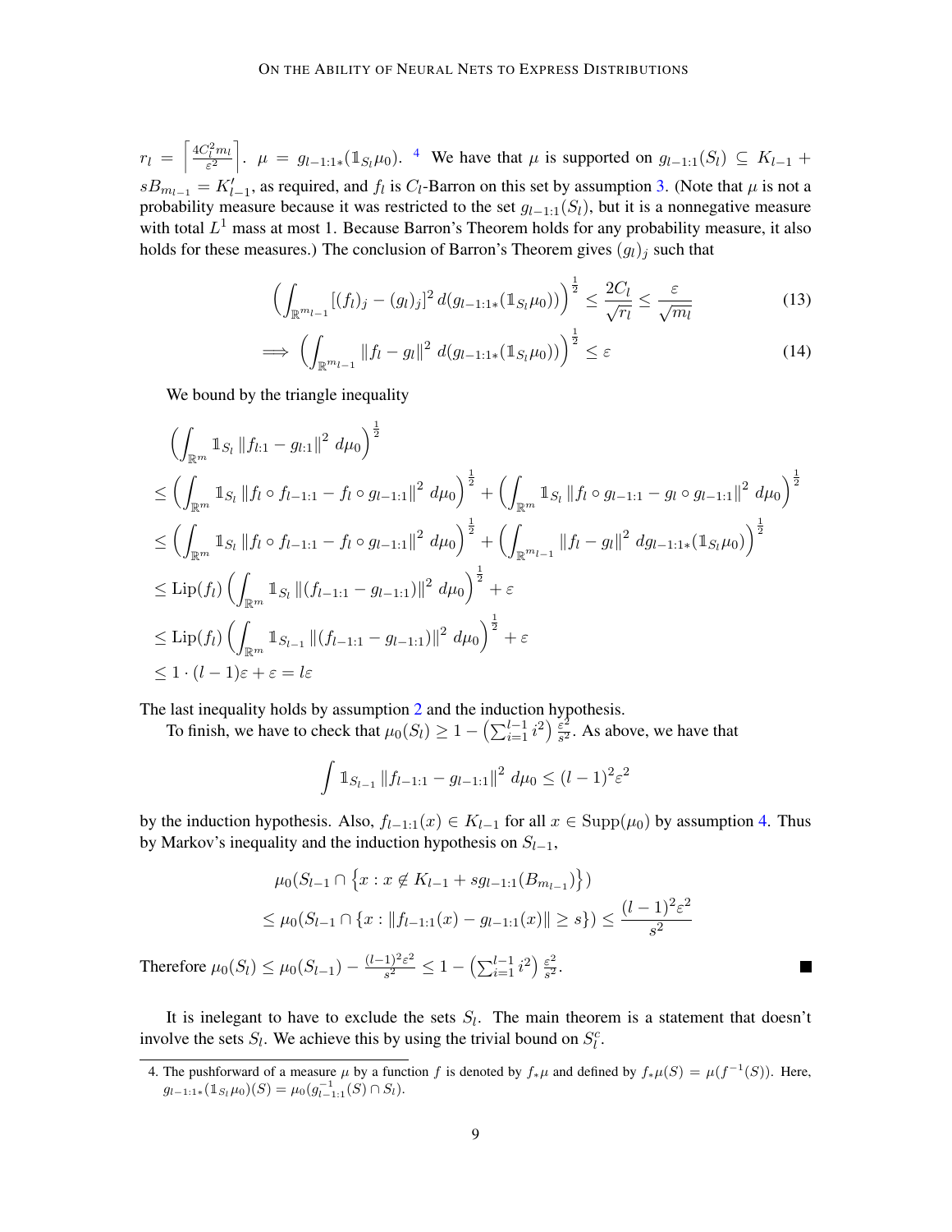$r_l = \left\lceil \frac{4C_l^2 m_l}{\varepsilon^2} \right\rceil$. $\mu = g_{l-1:1*}(\mathbb{1}_{S_l}\mu_0)$. [4] We have that $\mu$ is supported on $g_{l-1:1}(S_l) \subseteq K_{l-1} + sB_{m_{l-1}} = K'_{l-1}$, as required, and $f_l$ is $C_l$-Barron on this set by assumption 3. (Note that $\mu$ is not a probability measure because it was restricted to the set $g_{l-1:1}(S_l)$, but it is a nonnegative measure with total $L^1$ mass at most 1. Because Barron's Theorem holds for any probability measure, it also holds for these measures.) The conclusion of Barron's Theorem gives $(g_l)_j$ such that

$$\left(\int_{\mathbb{R}^{m_{l-1}}} [(f_l)_j - (g_l)_j]^2 \, d(g_{l-1:1*}(\mathbb{1}_{S_l}\mu_0))\right)^{\frac{1}{2}} \le \frac{2C_l}{\sqrt{r_l}} \le \frac{\varepsilon}{\sqrt{m_l}} \tag{13}$$

$$\implies \left(\int_{\mathbb{R}^{m_{l-1}}} \|f_l - g_l\|^2 \, d(g_{l-1:1*}(\mathbb{1}_{S_l}\mu_0))\right)^{\frac{1}{2}} \le \varepsilon \tag{14}$$

We bound by the triangle inequality

$$\begin{aligned}
&\left(\int_{\mathbb{R}^m} \mathbb{1}_{S_l} \|f_{l:1} - g_{l:1}\|^2 \, d\mu_0\right)^{\frac{1}{2}} \\
&\le \left(\int_{\mathbb{R}^m} \mathbb{1}_{S_l} \|f_l \circ f_{l-1:1} - f_l \circ g_{l-1:1}\|^2 \, d\mu_0\right)^{\frac{1}{2}} + \left(\int_{\mathbb{R}^m} \mathbb{1}_{S_l} \|f_l \circ g_{l-1:1} - g_l \circ g_{l-1:1}\|^2 \, d\mu_0\right)^{\frac{1}{2}} \\
&\le \left(\int_{\mathbb{R}^m} \mathbb{1}_{S_l} \|f_l \circ f_{l-1:1} - f_l \circ g_{l-1:1}\|^2 \, d\mu_0\right)^{\frac{1}{2}} + \left(\int_{\mathbb{R}^{m_{l-1}}} \|f_l - g_l\|^2 \, dg_{l-1:1*}(\mathbb{1}_{S_l}\mu_0)\right)^{\frac{1}{2}} \\
&\le \mathrm{Lip}(f_l) \left(\int_{\mathbb{R}^m} \mathbb{1}_{S_l} \|(f_{l-1:1} - g_{l-1:1})\|^2 \, d\mu_0\right)^{\frac{1}{2}} + \varepsilon \\
&\le \mathrm{Lip}(f_l) \left(\int_{\mathbb{R}^m} \mathbb{1}_{S_{l-1}} \|(f_{l-1:1} - g_{l-1:1})\|^2 \, d\mu_0\right)^{\frac{1}{2}} + \varepsilon \\
&\le 1 \cdot (l-1)\varepsilon + \varepsilon = l\varepsilon
\end{aligned}$$

The last inequality holds by assumption 2 and the induction hypothesis.

To finish, we have to check that $\mu_0(S_l) \ge 1 - \left(\sum_{i=1}^{l-1} i^2\right) \frac{\varepsilon^2}{s^2}$. As above, we have that

$$\int \mathbb{1}_{S_{l-1}} \|f_{l-1:1} - g_{l-1:1}\|^2 \, d\mu_0 \le (l-1)^2 \varepsilon^2$$

by the induction hypothesis. Also, $f_{l-1:1}(x) \in K_{l-1}$ for all $x \in \mathrm{Supp}(\mu_0)$ by assumption 4. Thus by Markov's inequality and the induction hypothesis on $S_{l-1}$,

$$\begin{aligned}
&\mu_0(S_{l-1} \cap \left\{x : x \notin K_{l-1} + s g_{l-1:1}(B_{m_{l-1}})\right\}) \\
&\le \mu_0(S_{l-1} \cap \{x : \|f_{l-1:1}(x) - g_{l-1:1}(x)\| \ge s\}) \le \frac{(l-1)^2 \varepsilon^2}{s^2}
\end{aligned}$$

Therefore $\mu_0(S_l) \le \mu_0(S_{l-1}) - \frac{(l-1)^2\varepsilon^2}{s^2} \le 1 - \left(\sum_{i=1}^{l-1} i^2\right) \frac{\varepsilon^2}{s^2}$. ■

It is inelegant to have to exclude the sets $S_l$. The main theorem is a statement that doesn't involve the sets $S_l$. We achieve this by using the trivial bound on $S_l^c$.

---

4. The pushforward of a measure $\mu$ by a function $f$ is denoted by $f_*\mu$ and defined by $f_*\mu(S) = \mu(f^{-1}(S))$. Here, $g_{l-1:1*}(\mathbb{1}_{S_l}\mu_0)(S) = \mu_0(g_{l-1:1}^{-1}(S) \cap S_l)$.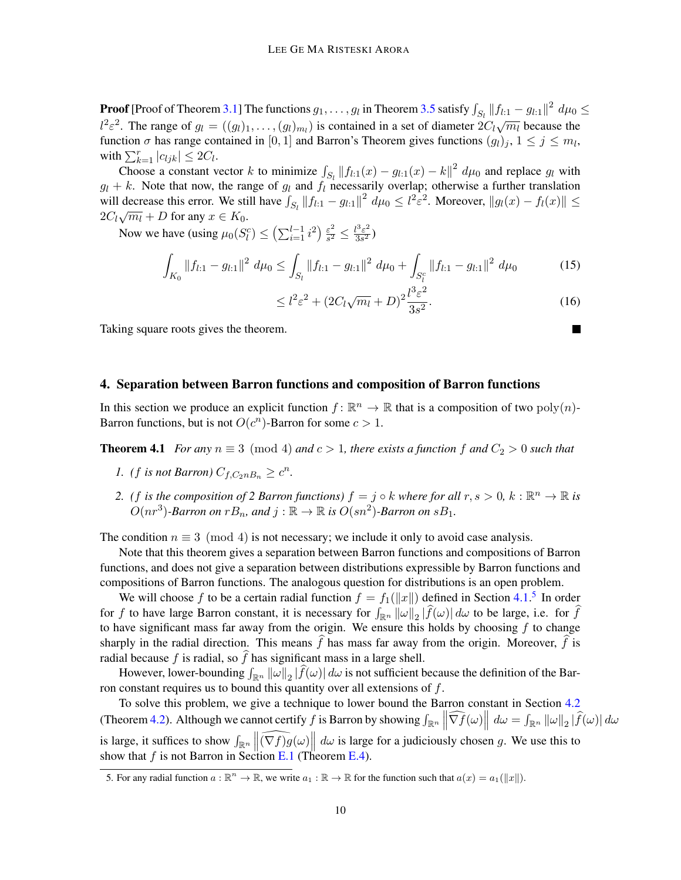**Proof** [Proof of Theorem 3.1] The functions $g_1, \ldots, g_l$ in Theorem 3.5 satisfy $\int_{S_l} \|f_{l:1} - g_{l:1}\|^2 \, d\mu_0 \le l^2\varepsilon^2$. The range of $g_l = ((g_l)_1, \ldots, (g_l)_{m_l})$ is contained in a set of diameter $2C_l\sqrt{m_l}$ because the function $\sigma$ has range contained in $[0,1]$ and Barron's Theorem gives functions $(g_l)_j$, $1 \le j \le m_l$, with $\sum_{k=1}^{r} |c_{ljk}| \le 2C_l$.

Choose a constant vector $k$ to minimize $\int_{S_l} \|f_{l:1}(x) - g_{l:1}(x) - k\|^2 \, d\mu_0$ and replace $g_l$ with $g_l + k$. Note that now, the range of $g_l$ and $f_l$ necessarily overlap; otherwise a further translation will decrease this error. We still have $\int_{S_l} \|f_{l:1} - g_{l:1}\|^2 \, d\mu_0 \le l^2\varepsilon^2$. Moreover, $\|g_l(x) - f_l(x)\| \le 2C_l\sqrt{m_l} + D$ for any $x \in K_0$.

Now we have (using $\mu_0(S_l^c) \le \left(\sum_{i=1}^{l-1} i^2\right) \frac{\varepsilon^2}{s^2} \le \frac{l^3\varepsilon^2}{3s^2}$)

$$\int_{K_0} \|f_{l:1} - g_{l:1}\|^2 \, d\mu_0 \le \int_{S_l} \|f_{l:1} - g_{l:1}\|^2 \, d\mu_0 + \int_{S_l^c} \|f_{l:1} - g_{l:1}\|^2 \, d\mu_0 \tag{15}$$

$$\le l^2\varepsilon^2 + (2C_l\sqrt{m_l} + D)^2 \frac{l^3\varepsilon^2}{3s^2}. \tag{16}$$

Taking square roots gives the theorem. ■

## 4. Separation between Barron functions and composition of Barron functions

In this section we produce an explicit function $f\colon \mathbb{R}^n \to \mathbb{R}$ that is a composition of two $\mathrm{poly}(n)$-Barron functions, but is not $O(c^n)$-Barron for some $c > 1$.

**Theorem 4.1** *For any $n \equiv 3 \pmod 4$ and $c > 1$, there exists a function $f$ and $C_2 > 0$ such that*

1. *($f$ is not Barron) $C_{f, C_2 n B_n} \ge c^n$.*
2. *($f$ is the composition of 2 Barron functions) $f = j \circ k$ where for all $r, s > 0$, $k : \mathbb{R}^n \to \mathbb{R}$ is $O(nr^3)$-Barron on $rB_n$, and $j : \mathbb{R} \to \mathbb{R}$ is $O(sn^2)$-Barron on $sB_1$.*

The condition $n \equiv 3 \pmod 4$ is not necessary; we include it only to avoid case analysis.

Note that this theorem gives a separation between Barron functions and compositions of Barron functions, and does not give a separation between distributions expressible by Barron functions and compositions of Barron functions. The analogous question for distributions is an open problem.

We will choose $f$ to be a certain radial function $f = f_1(\|x\|)$ defined in Section 4.1.[5] In order for $f$ to have large Barron constant, it is necessary for $\int_{\mathbb{R}^n} \|\omega\|_2 |\widehat{f}(\omega)| \, d\omega$ to be large, i.e. for $\widehat{f}$ to have significant mass far away from the origin. We ensure this holds by choosing $f$ to change sharply in the radial direction. This means $\widehat{f}$ has mass far away from the origin. Moreover, $\widehat{f}$ is radial because $f$ is radial, so $\widehat{f}$ has significant mass in a large shell.

However, lower-bounding $\int_{\mathbb{R}^n} \|\omega\|_2 |\widehat{f}(\omega)| \, d\omega$ is not sufficient because the definition of the Barron constant requires us to bound this quantity over all extensions of $f$.

To solve this problem, we give a technique to lower bound the Barron constant in Section 4.2 (Theorem 4.2). Although we cannot certify $f$ is Barron by showing $\int_{\mathbb{R}^n} \left\|\widehat{\nabla f}(\omega)\right\| \, d\omega = \int_{\mathbb{R}^n} \|\omega\|_2 |\widehat{f}(\omega)| \, d\omega$ is large, it suffices to show $\int_{\mathbb{R}^n} \left\|\widehat{(\nabla f) g}(\omega)\right\| \, d\omega$ is large for a judiciously chosen $g$. We use this to show that $f$ is not Barron in Section E.1 (Theorem E.4).

[5] For any radial function $a : \mathbb{R}^n \to \mathbb{R}$, we write $a_1 : \mathbb{R} \to \mathbb{R}$ for the function such that $a(x) = a_1(\|x\|)$.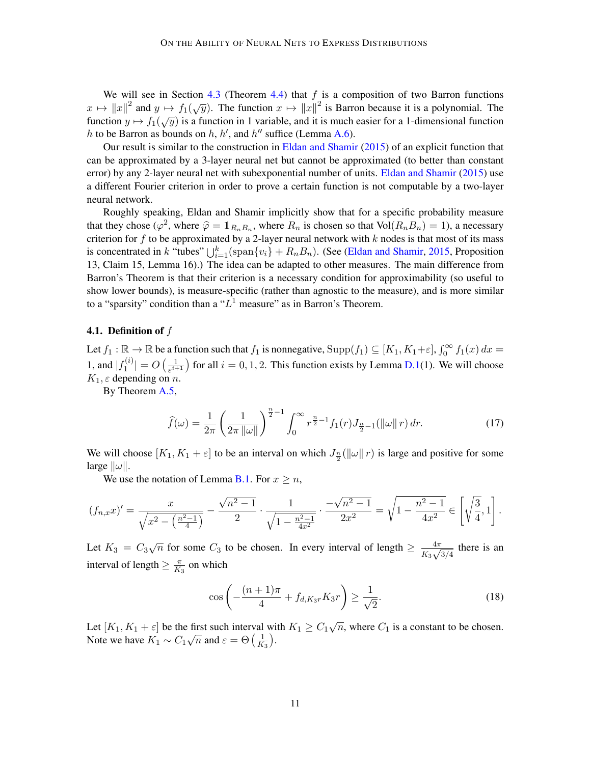We will see in Section 4.3 (Theorem 4.4) that $f$ is a composition of two Barron functions $x \mapsto \|x\|^2$ and $y \mapsto f_1(\sqrt{y})$. The function $x \mapsto \|x\|^2$ is Barron because it is a polynomial. The function $y \mapsto f_1(\sqrt{y})$ is a function in 1 variable, and it is much easier for a 1-dimensional function $h$ to be Barron as bounds on $h$, $h'$, and $h''$ suffice (Lemma A.6).

Our result is similar to the construction in Eldan and Shamir (2015) of an explicit function that can be approximated by a 3-layer neural net but cannot be approximated (to better than constant error) by any 2-layer neural net with subexponential number of units. Eldan and Shamir (2015) use a different Fourier criterion in order to prove a certain function is not computable by a two-layer neural network.

Roughly speaking, Eldan and Shamir implicitly show that for a specific probability measure that they chose ($\varphi^2$, where $\widehat{\varphi} = \mathbb{1}_{R_n B_n}$, where $R_n$ is chosen so that $\mathrm{Vol}(R_n B_n) = 1$), a necessary criterion for $f$ to be approximated by a 2-layer neural network with $k$ nodes is that most of its mass is concentrated in $k$ "tubes" $\bigcup_{i=1}^k (\mathrm{span}\{v_i\} + R_n B_n)$. (See (Eldan and Shamir, 2015, Proposition 13, Claim 15, Lemma 16).) The idea can be adapted to other measures. The main difference from Barron's Theorem is that their criterion is a necessary condition for approximability (so useful to show lower bounds), is measure-specific (rather than agnostic to the measure), and is more similar to a "sparsity" condition than a "$L^1$ measure" as in Barron's Theorem.

### 4.1. Definition of $f$

Let $f_1 : \mathbb{R} \to \mathbb{R}$ be a function such that $f_1$ is nonnegative, $\mathrm{Supp}(f_1) \subseteq [K_1, K_1+\varepsilon]$, $\int_0^\infty f_1(x)\,dx = 1$, and $|f_1^{(i)}| = O\left(\frac{1}{\varepsilon^{i+1}}\right)$ for all $i = 0, 1, 2$. This function exists by Lemma D.1(1). We will choose $K_1, \varepsilon$ depending on $n$.

By Theorem A.5,

$$\widehat{f}(\omega) = \frac{1}{2\pi}\left(\frac{1}{2\pi\|\omega\|}\right)^{\frac{n}{2}-1} \int_0^\infty r^{\frac{n}{2}-1} f_1(r) J_{\frac{n}{2}-1}(\|\omega\| r)\,dr. \tag{17}$$

We will choose $[K_1, K_1+\varepsilon]$ to be an interval on which $J_{\frac{n}{2}}(\|\omega\| r)$ is large and positive for some large $\|\omega\|$.

We use the notation of Lemma B.1. For $x \geq n$,

$$(f_{n,x}x)' = \frac{x}{\sqrt{x^2 - \left(\frac{n^2-1}{4}\right)}} - \frac{\sqrt{n^2-1}}{2} \cdot \frac{1}{\sqrt{1 - \frac{n^2-1}{4x^2}}} \cdot \frac{-\sqrt{n^2-1}}{2x^2} = \sqrt{1 - \frac{n^2-1}{4x^2}} \in \left[\sqrt{\frac{3}{4}}, 1\right].$$

Let $K_3 = C_3\sqrt{n}$ for some $C_3$ to be chosen. In every interval of length $\geq \frac{4\pi}{K_3\sqrt{3/4}}$ there is an interval of length $\geq \frac{\pi}{K_3}$ on which

$$\cos\left(-\frac{(n+1)\pi}{4} + f_{d,K_3 r} K_3 r\right) \geq \frac{1}{\sqrt{2}}. \tag{18}$$

Let $[K_1, K_1+\varepsilon]$ be the first such interval with $K_1 \geq C_1\sqrt{n}$, where $C_1$ is a constant to be chosen. Note we have $K_1 \sim C_1\sqrt{n}$ and $\varepsilon = \Theta\left(\frac{1}{K_3}\right)$.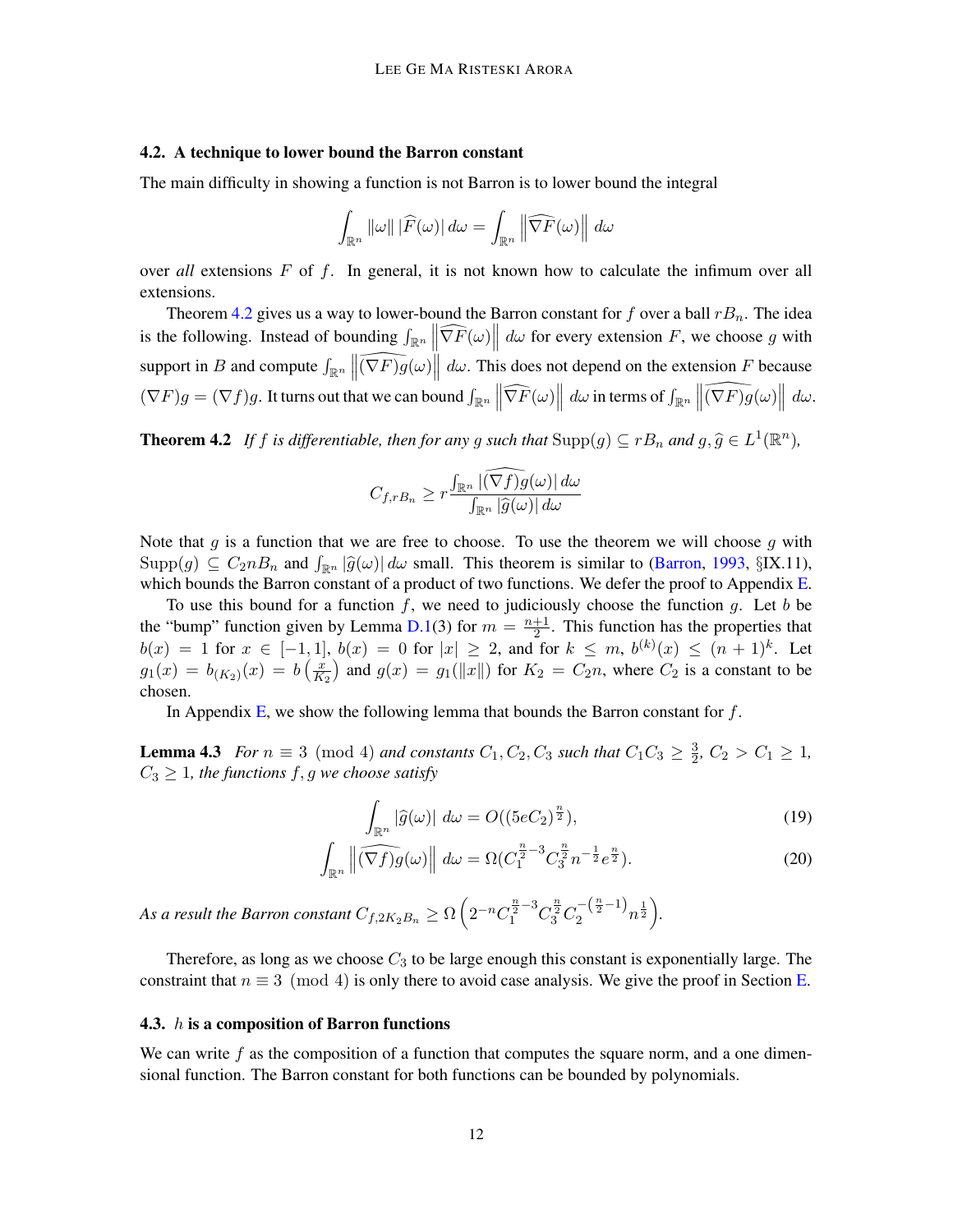### 4.2. A technique to lower bound the Barron constant

The main difficulty in showing a function is not Barron is to lower bound the integral

$$\int_{\mathbb{R}^n} \|\omega\| \, |\widehat{F}(\omega)| \, d\omega = \int_{\mathbb{R}^n} \left\| \widehat{\nabla F}(\omega) \right\| \, d\omega$$

over *all* extensions $F$ of $f$. In general, it is not known how to calculate the infimum over all extensions.

Theorem 4.2 gives us a way to lower-bound the Barron constant for $f$ over a ball $rB_n$. The idea is the following. Instead of bounding $\int_{\mathbb{R}^n} \left\| \widehat{\nabla F}(\omega) \right\| d\omega$ for every extension $F$, we choose $g$ with support in $B$ and compute $\int_{\mathbb{R}^n} \left\| \widehat{(\nabla F) g}(\omega) \right\| d\omega$. This does not depend on the extension $F$ because $(\nabla F)g = (\nabla f)g$. It turns out that we can bound $\int_{\mathbb{R}^n} \left\| \widehat{\nabla F}(\omega) \right\| d\omega$ in terms of $\int_{\mathbb{R}^n} \left\| \widehat{(\nabla F) g}(\omega) \right\| d\omega$.

**Theorem 4.2** *If $f$ is differentiable, then for any $g$ such that $\mathrm{Supp}(g) \subseteq rB_n$ and $g, \widehat{g} \in L^1(\mathbb{R}^n)$,*

$$C_{f,rB_n} \geq r \frac{\int_{\mathbb{R}^n} |\widehat{(\nabla f) g}(\omega)| \, d\omega}{\int_{\mathbb{R}^n} |\widehat{g}(\omega)| \, d\omega}$$

Note that $g$ is a function that we are free to choose. To use the theorem we will choose $g$ with $\mathrm{Supp}(g) \subseteq C_2 n B_n$ and $\int_{\mathbb{R}^n} |\widehat{g}(\omega)| \, d\omega$ small. This theorem is similar to (Barron, 1993, §IX.11), which bounds the Barron constant of a product of two functions. We defer the proof to Appendix E.

To use this bound for a function $f$, we need to judiciously choose the function $g$. Let $b$ be the "bump" function given by Lemma D.1(3) for $m = \frac{n+1}{2}$. This function has the properties that $b(x) = 1$ for $x \in [-1, 1]$, $b(x) = 0$ for $|x| \geq 2$, and for $k \leq m$, $b^{(k)}(x) \leq (n+1)^k$. Let $g_1(x) = b_{(K_2)}(x) = b\left(\frac{x}{K_2}\right)$ and $g(x) = g_1(\|x\|)$ for $K_2 = C_2 n$, where $C_2$ is a constant to be chosen.

In Appendix E, we show the following lemma that bounds the Barron constant for $f$.

**Lemma 4.3** *For $n \equiv 3 \pmod 4$ and constants $C_1, C_2, C_3$ such that $C_1 C_3 \geq \frac{3}{2}$, $C_2 > C_1 \geq 1$, $C_3 \geq 1$, the functions $f, g$ we choose satisfy*

$$\int_{\mathbb{R}^n} |\widehat{g}(\omega)| \, d\omega = O((5eC_2)^{\frac{n}{2}}), \tag{19}$$

$$\int_{\mathbb{R}^n} \left\| \widehat{(\nabla f) g}(\omega) \right\| \, d\omega = \Omega(C_1^{\frac{n}{2}-3} C_3^{\frac{n}{2}} n^{-\frac{1}{2}} e^{\frac{n}{2}}). \tag{20}$$

*As a result the Barron constant $C_{f, 2K_2 B_n} \geq \Omega\left(2^{-n} C_1^{\frac{n}{2}-3} C_3^{\frac{n}{2}} C_2^{-\left(\frac{n}{2}-1\right)} n^{\frac{1}{2}}\right)$.*

Therefore, as long as we choose $C_3$ to be large enough this constant is exponentially large. The constraint that $n \equiv 3 \pmod 4$ is only there to avoid case analysis. We give the proof in Section E.

### 4.3. $h$ is a composition of Barron functions

We can write $f$ as the composition of a function that computes the square norm, and a one dimensional function. The Barron constant for both functions can be bounded by polynomials.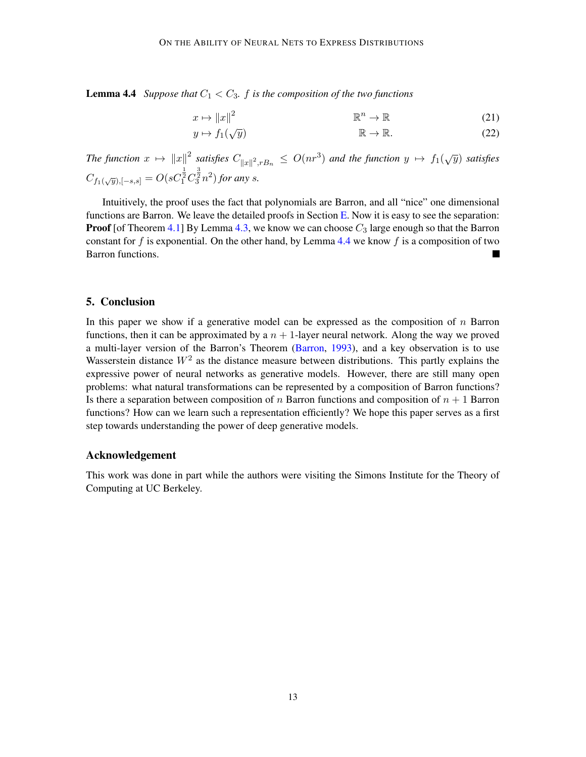**Lemma 4.4** *Suppose that $C_1 < C_3$. $f$ is the composition of the two functions*

$$x \mapsto \|x\|^2 \qquad\qquad \mathbb{R}^n \to \mathbb{R} \tag{21}$$

$$y \mapsto f_1(\sqrt{y}) \qquad\qquad \mathbb{R} \to \mathbb{R}. \tag{22}$$

*The function $x \mapsto \|x\|^2$ satisfies $C_{\|x\|^2, rB_n} \le O(nr^3)$ and the function $y \mapsto f_1(\sqrt{y})$ satisfies $C_{f_1(\sqrt{y}),[-s,s]} = O(sC_1^{\frac{1}{2}} C_3^{\frac{3}{2}} n^2)$ for any $s$.*

Intuitively, the proof uses the fact that polynomials are Barron, and all "nice" one dimensional functions are Barron. We leave the detailed proofs in Section E. Now it is easy to see the separation:

**Proof** [of Theorem 4.1] By Lemma 4.3, we know we can choose $C_3$ large enough so that the Barron constant for $f$ is exponential. On the other hand, by Lemma 4.4 we know $f$ is a composition of two Barron functions. ■

## 5. Conclusion

In this paper we show if a generative model can be expressed as the composition of $n$ Barron functions, then it can be approximated by a $n+1$-layer neural network. Along the way we proved a multi-layer version of the Barron's Theorem (Barron, 1993), and a key observation is to use Wasserstein distance $W^2$ as the distance measure between distributions. This partly explains the expressive power of neural networks as generative models. However, there are still many open problems: what natural transformations can be represented by a composition of Barron functions? Is there a separation between composition of $n$ Barron functions and composition of $n+1$ Barron functions? How can we learn such a representation efficiently? We hope this paper serves as a first step towards understanding the power of deep generative models.

### Acknowledgement

This work was done in part while the authors were visiting the Simons Institute for the Theory of Computing at UC Berkeley.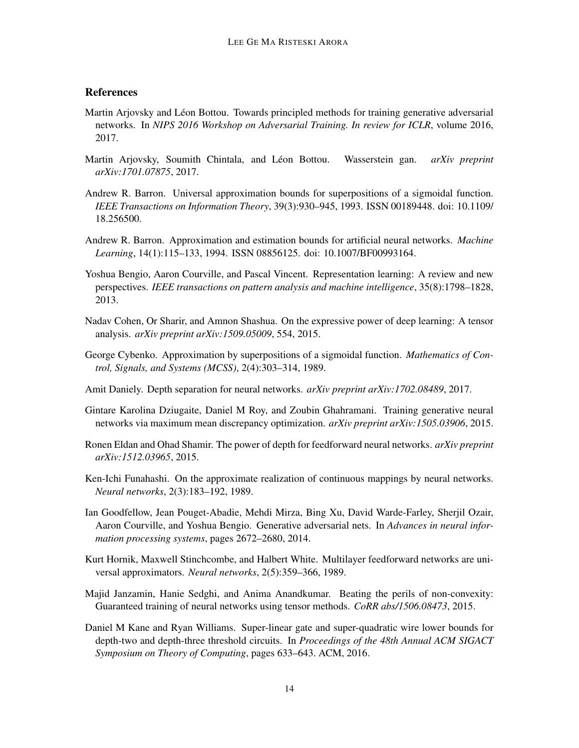## References

Martin Arjovsky and Léon Bottou. Towards principled methods for training generative adversarial networks. In *NIPS 2016 Workshop on Adversarial Training. In review for ICLR*, volume 2016, 2017.

Martin Arjovsky, Soumith Chintala, and Léon Bottou. Wasserstein gan. *arXiv preprint arXiv:1701.07875*, 2017.

Andrew R. Barron. Universal approximation bounds for superpositions of a sigmoidal function. *IEEE Transactions on Information Theory*, 39(3):930–945, 1993. ISSN 00189448. doi: 10.1109/18.256500.

Andrew R. Barron. Approximation and estimation bounds for artificial neural networks. *Machine Learning*, 14(1):115–133, 1994. ISSN 08856125. doi: 10.1007/BF00993164.

Yoshua Bengio, Aaron Courville, and Pascal Vincent. Representation learning: A review and new perspectives. *IEEE transactions on pattern analysis and machine intelligence*, 35(8):1798–1828, 2013.

Nadav Cohen, Or Sharir, and Amnon Shashua. On the expressive power of deep learning: A tensor analysis. *arXiv preprint arXiv:1509.05009*, 554, 2015.

George Cybenko. Approximation by superpositions of a sigmoidal function. *Mathematics of Control, Signals, and Systems (MCSS)*, 2(4):303–314, 1989.

Amit Daniely. Depth separation for neural networks. *arXiv preprint arXiv:1702.08489*, 2017.

Gintare Karolina Dziugaite, Daniel M Roy, and Zoubin Ghahramani. Training generative neural networks via maximum mean discrepancy optimization. *arXiv preprint arXiv:1505.03906*, 2015.

Ronen Eldan and Ohad Shamir. The power of depth for feedforward neural networks. *arXiv preprint arXiv:1512.03965*, 2015.

Ken-Ichi Funahashi. On the approximate realization of continuous mappings by neural networks. *Neural networks*, 2(3):183–192, 1989.

Ian Goodfellow, Jean Pouget-Abadie, Mehdi Mirza, Bing Xu, David Warde-Farley, Sherjil Ozair, Aaron Courville, and Yoshua Bengio. Generative adversarial nets. In *Advances in neural information processing systems*, pages 2672–2680, 2014.

Kurt Hornik, Maxwell Stinchcombe, and Halbert White. Multilayer feedforward networks are universal approximators. *Neural networks*, 2(5):359–366, 1989.

Majid Janzamin, Hanie Sedghi, and Anima Anandkumar. Beating the perils of non-convexity: Guaranteed training of neural networks using tensor methods. *CoRR abs/1506.08473*, 2015.

Daniel M Kane and Ryan Williams. Super-linear gate and super-quadratic wire lower bounds for depth-two and depth-three threshold circuits. In *Proceedings of the 48th Annual ACM SIGACT Symposium on Theory of Computing*, pages 633–643. ACM, 2016.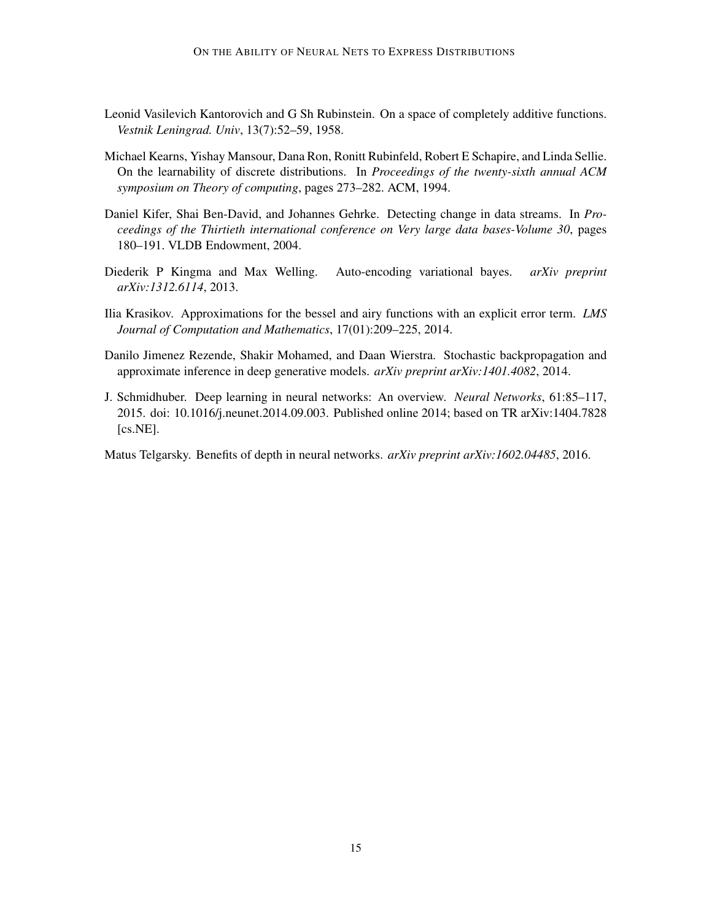Leonid Vasilevich Kantorovich and G Sh Rubinstein. On a space of completely additive functions. *Vestnik Leningrad. Univ*, 13(7):52–59, 1958.

Michael Kearns, Yishay Mansour, Dana Ron, Ronitt Rubinfeld, Robert E Schapire, and Linda Sellie. On the learnability of discrete distributions. In *Proceedings of the twenty-sixth annual ACM symposium on Theory of computing*, pages 273–282. ACM, 1994.

Daniel Kifer, Shai Ben-David, and Johannes Gehrke. Detecting change in data streams. In *Proceedings of the Thirtieth international conference on Very large data bases-Volume 30*, pages 180–191. VLDB Endowment, 2004.

Diederik P Kingma and Max Welling. Auto-encoding variational bayes. *arXiv preprint arXiv:1312.6114*, 2013.

Ilia Krasikov. Approximations for the bessel and airy functions with an explicit error term. *LMS Journal of Computation and Mathematics*, 17(01):209–225, 2014.

Danilo Jimenez Rezende, Shakir Mohamed, and Daan Wierstra. Stochastic backpropagation and approximate inference in deep generative models. *arXiv preprint arXiv:1401.4082*, 2014.

J. Schmidhuber. Deep learning in neural networks: An overview. *Neural Networks*, 61:85–117, 2015. doi: 10.1016/j.neunet.2014.09.003. Published online 2014; based on TR arXiv:1404.7828 [cs.NE].

Matus Telgarsky. Benefits of depth in neural networks. *arXiv preprint arXiv:1602.04485*, 2016.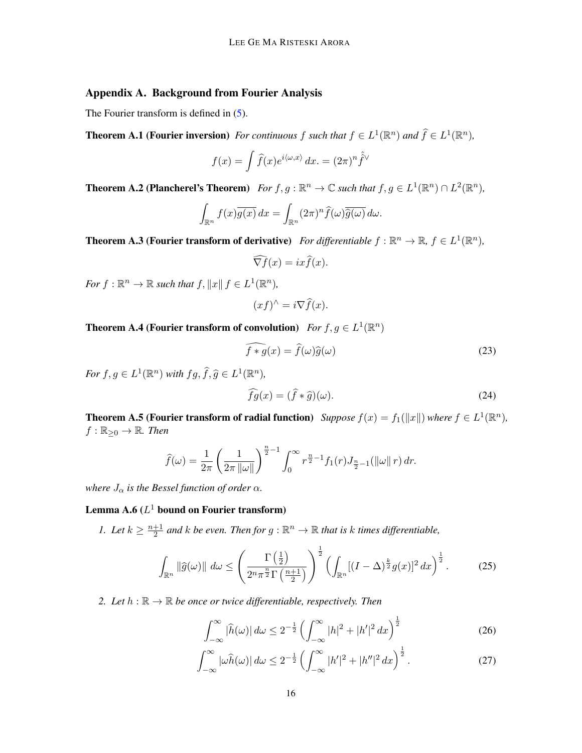## Appendix A. Background from Fourier Analysis

The Fourier transform is defined in (5).

**Theorem A.1 (Fourier inversion)** *For continuous $f$ such that $f \in L^1(\mathbb{R}^n)$ and $\widehat{f} \in L^1(\mathbb{R}^n)$,*

$$f(x) = \int \widehat{f}(x) e^{i\langle \omega, x\rangle}\, dx. = (2\pi)^n \hat{\hat{f}}^{\vee}$$

**Theorem A.2 (Plancherel's Theorem)** *For $f, g : \mathbb{R}^n \to \mathbb{C}$ such that $f, g \in L^1(\mathbb{R}^n) \cap L^2(\mathbb{R}^n)$,*

$$\int_{\mathbb{R}^n} f(x)\overline{g(x)}\, dx = \int_{\mathbb{R}^n} (2\pi)^n \widehat{f}(\omega)\overline{\widehat{g}(\omega)}\, d\omega.$$

**Theorem A.3 (Fourier transform of derivative)** *For differentiable $f : \mathbb{R}^n \to \mathbb{R}$, $f \in L^1(\mathbb{R}^n)$,*

$$\widehat{\nabla f}(x) = ix\widehat{f}(x).$$

*For $f : \mathbb{R}^n \to \mathbb{R}$ such that $f, \|x\| f \in L^1(\mathbb{R}^n)$,*

$$(xf)^{\wedge} = i\nabla \widehat{f}(x).$$

**Theorem A.4 (Fourier transform of convolution)** *For $f, g \in L^1(\mathbb{R}^n)$*

$$\widehat{f * g}(x) = \widehat{f}(\omega)\widehat{g}(\omega) \tag{23}$$

*For $f, g \in L^1(\mathbb{R}^n)$ with $fg, \widehat{f}, \widehat{g} \in L^1(\mathbb{R}^n)$,*

$$\widehat{fg}(x) = (\widehat{f} * \widehat{g})(\omega). \tag{24}$$

**Theorem A.5 (Fourier transform of radial function)** *Suppose $f(x) = f_1(\|x\|)$ where $f \in L^1(\mathbb{R}^n)$, $f : \mathbb{R}_{\geq 0} \to \mathbb{R}$. Then*

$$\widehat{f}(\omega) = \frac{1}{2\pi}\left(\frac{1}{2\pi\|\omega\|}\right)^{\frac{n}{2}-1} \int_0^\infty r^{\frac{n}{2}-1} f_1(r) J_{\frac{n}{2}-1}(\|\omega\| r)\, dr.$$

*where $J_\alpha$ is the Bessel function of order $\alpha$.*

**Lemma A.6 ($L^1$ bound on Fourier transform)**

*1. Let $k \geq \frac{n+1}{2}$ and $k$ be even. Then for $g : \mathbb{R}^n \to \mathbb{R}$ that is $k$ times differentiable,*

$$\int_{\mathbb{R}^n} \|\widehat{g}(\omega)\|\, d\omega \leq \left(\frac{\Gamma\left(\frac{1}{2}\right)}{2^n \pi^{\frac{n}{2}} \Gamma\left(\frac{n+1}{2}\right)}\right)^{\frac{1}{2}} \left(\int_{\mathbb{R}^n} [(I - \Delta)^{\frac{k}{2}} g(x)]^2\, dx\right)^{\frac{1}{2}}. \tag{25}$$

*2. Let $h : \mathbb{R} \to \mathbb{R}$ be once or twice differentiable, respectively. Then*

$$\int_{-\infty}^{\infty} |\widehat{h}(\omega)|\, d\omega \leq 2^{-\frac{1}{2}} \left(\int_{-\infty}^{\infty} |h|^2 + |h'|^2\, dx\right)^{\frac{1}{2}} \tag{26}$$

$$\int_{-\infty}^{\infty} |\omega\widehat{h}(\omega)|\, d\omega \leq 2^{-\frac{1}{2}} \left(\int_{-\infty}^{\infty} |h'|^2 + |h''|^2\, dx\right)^{\frac{1}{2}}. \tag{27}$$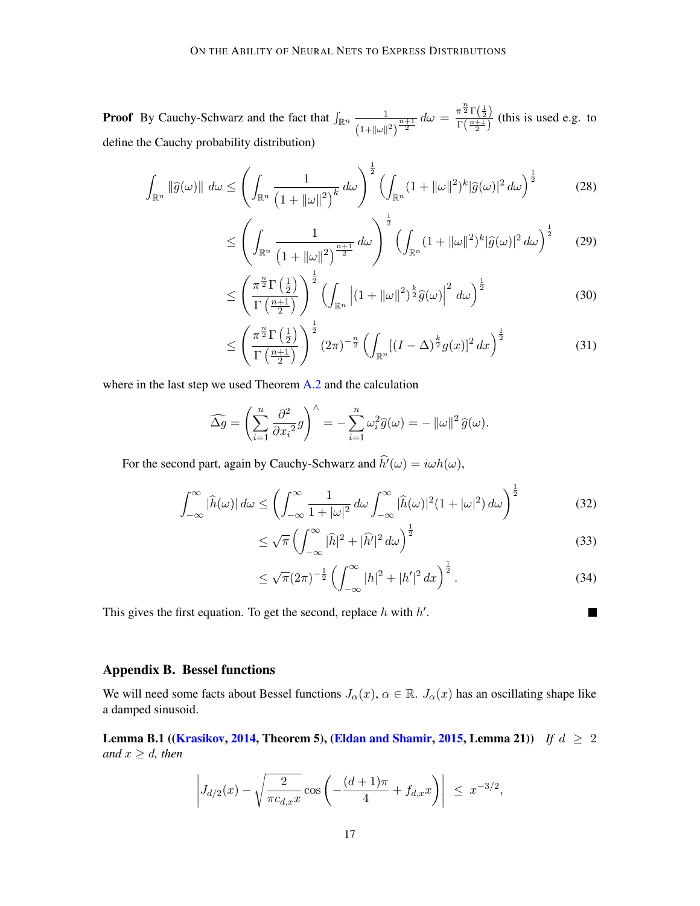**Proof** By Cauchy-Schwarz and the fact that $\int_{\mathbb{R}^n} \frac{1}{(1+\|\omega\|^2)^{\frac{n+1}{2}}}\, d\omega = \frac{\pi^{\frac{n}{2}}\Gamma\left(\frac{1}{2}\right)}{\Gamma\left(\frac{n+1}{2}\right)}$ (this is used e.g. to define the Cauchy probability distribution)

$$
\int_{\mathbb{R}^n} \|\widehat{g}(\omega)\|\, d\omega \le \left(\int_{\mathbb{R}^n} \frac{1}{\left(1+\|\omega\|^2\right)^k}\, d\omega\right)^{\frac{1}{2}} \left(\int_{\mathbb{R}^n} (1+\|\omega\|^2)^k |\widehat{g}(\omega)|^2\, d\omega\right)^{\frac{1}{2}} \tag{28}
$$

$$
\le \left(\int_{\mathbb{R}^n} \frac{1}{\left(1+\|\omega\|^2\right)^{\frac{n+1}{2}}}\, d\omega\right)^{\frac{1}{2}} \left(\int_{\mathbb{R}^n} (1+\|\omega\|^2)^k |\widehat{g}(\omega)|^2\, d\omega\right)^{\frac{1}{2}} \tag{29}
$$

$$
\le \left(\frac{\pi^{\frac{n}{2}}\Gamma\left(\frac{1}{2}\right)}{\Gamma\left(\frac{n+1}{2}\right)}\right)^{\frac{1}{2}} \left(\int_{\mathbb{R}^n} \left|(1+\|\omega\|^2)^{\frac{k}{2}}\widehat{g}(\omega)\right|^2\, d\omega\right)^{\frac{1}{2}} \tag{30}
$$

$$
\le \left(\frac{\pi^{\frac{n}{2}}\Gamma\left(\frac{1}{2}\right)}{\Gamma\left(\frac{n+1}{2}\right)}\right)^{\frac{1}{2}} (2\pi)^{-\frac{n}{2}} \left(\int_{\mathbb{R}^n} [(I-\Delta)^{\frac{k}{2}} g(x)]^2\, dx\right)^{\frac{1}{2}} \tag{31}
$$

where in the last step we used Theorem A.2 and the calculation

$$
\widehat{\Delta g} = \left(\sum_{i=1}^n \frac{\partial^2}{\partial {x_i}^2} g\right)^{\wedge} = -\sum_{i=1}^n \omega_i^2 \widehat{g}(\omega) = -\|\omega\|^2\, \widehat{g}(\omega).
$$

For the second part, again by Cauchy-Schwarz and $\widehat{h'}(\omega) = i\omega h(\omega)$,

$$
\int_{-\infty}^{\infty} |\widehat{h}(\omega)|\, d\omega \le \left(\int_{-\infty}^{\infty} \frac{1}{1+|\omega|^2}\, d\omega \int_{-\infty}^{\infty} |\widehat{h}(\omega)|^2 (1+|\omega|^2)\, d\omega\right)^{\frac{1}{2}} \tag{32}
$$

$$
\le \sqrt{\pi}\left(\int_{-\infty}^{\infty} |\widehat{h}|^2 + |\widehat{h'}|^2\, d\omega\right)^{\frac{1}{2}} \tag{33}
$$

$$
\le \sqrt{\pi}(2\pi)^{-\frac{1}{2}}\left(\int_{-\infty}^{\infty} |h|^2 + |h'|^2\, dx\right)^{\frac{1}{2}}. \tag{34}
$$

This gives the first equation. To get the second, replace $h$ with $h'$. ■

## Appendix B. Bessel functions

We will need some facts about Bessel functions $J_\alpha(x)$, $\alpha \in \mathbb{R}$. $J_\alpha(x)$ has an oscillating shape like a damped sinusoid.

**Lemma B.1 ((Krasikov, 2014, Theorem 5), (Eldan and Shamir, 2015, Lemma 21))** *If $d \ge 2$ and $x \ge d$, then*

$$
\left| J_{d/2}(x) - \sqrt{\frac{2}{\pi c_{d,x} x}} \cos\left(-\frac{(d+1)\pi}{4} + f_{d,x} x\right)\right| \le x^{-3/2},
$$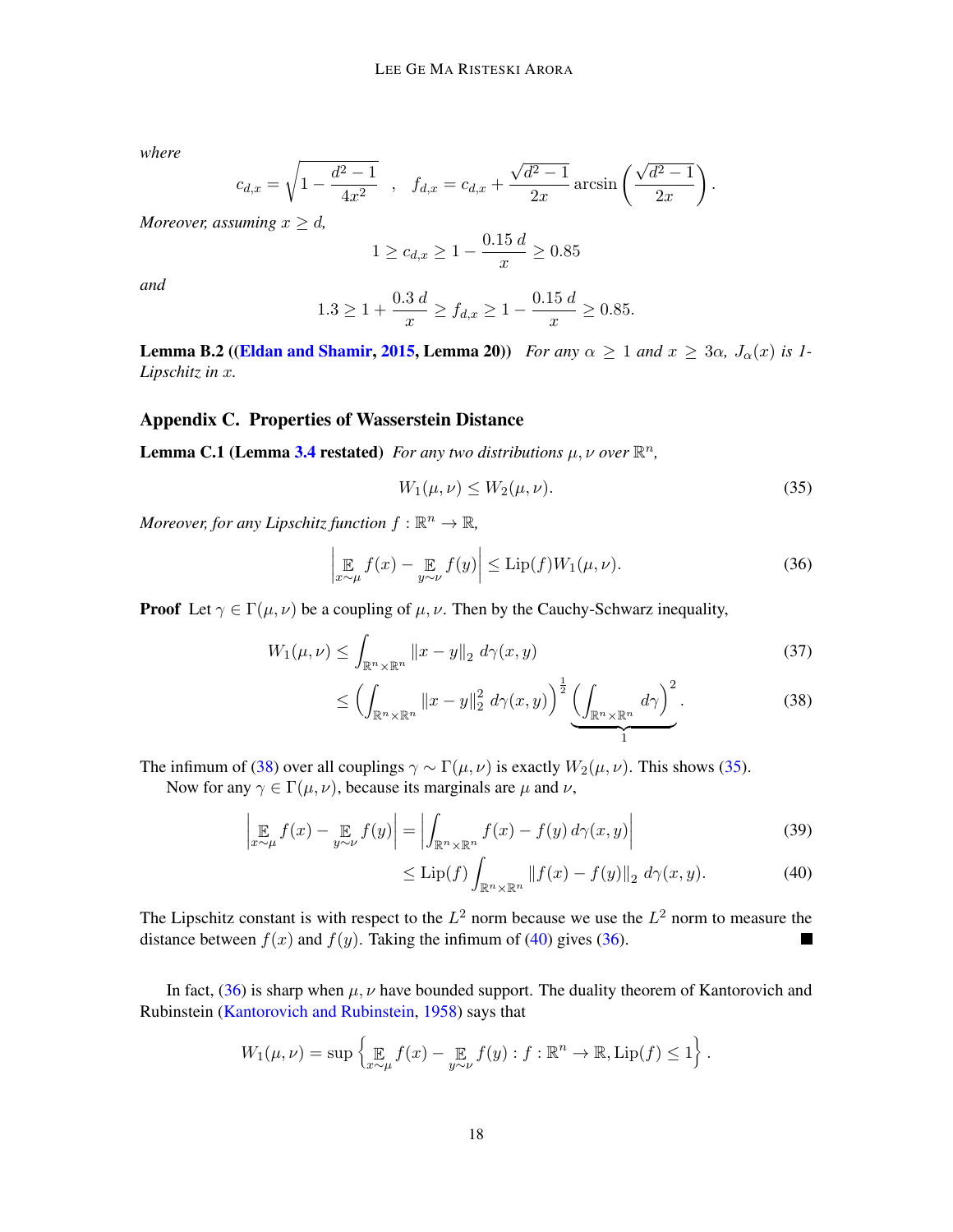*where*

$$c_{d,x} = \sqrt{1 - \frac{d^2 - 1}{4x^2}} \quad , \quad f_{d,x} = c_{d,x} + \frac{\sqrt{d^2-1}}{2x} \arcsin\left(\frac{\sqrt{d^2-1}}{2x}\right).$$

*Moreover, assuming $x \geq d$,*

$$1 \geq c_{d,x} \geq 1 - \frac{0.15\, d}{x} \geq 0.85$$

*and*

$$1.3 \geq 1 + \frac{0.3\, d}{x} \geq f_{d,x} \geq 1 - \frac{0.15\, d}{x} \geq 0.85.$$

**Lemma B.2 ((Eldan and Shamir, 2015, Lemma 20))** *For any $\alpha \geq 1$ and $x \geq 3\alpha$, $J_\alpha(x)$ is 1-Lipschitz in $x$.*

## Appendix C. Properties of Wasserstein Distance

**Lemma C.1 (Lemma 3.4 restated)** *For any two distributions $\mu, \nu$ over $\mathbb{R}^n$,*

$$W_1(\mu, \nu) \leq W_2(\mu, \nu). \tag{35}$$

*Moreover, for any Lipschitz function $f : \mathbb{R}^n \to \mathbb{R}$,*

$$\left| \mathop{\mathbb{E}}_{x\sim\mu} f(x) - \mathop{\mathbb{E}}_{y\sim\nu} f(y) \right| \leq \mathrm{Lip}(f) W_1(\mu, \nu). \tag{36}$$

**Proof** Let $\gamma \in \Gamma(\mu, \nu)$ be a coupling of $\mu, \nu$. Then by the Cauchy-Schwarz inequality,

$$W_1(\mu, \nu) \leq \int_{\mathbb{R}^n \times \mathbb{R}^n} \|x - y\|_2 \, d\gamma(x, y) \tag{37}$$

$$\leq \left( \int_{\mathbb{R}^n \times \mathbb{R}^n} \|x - y\|_2^2 \, d\gamma(x, y) \right)^{\frac{1}{2}} \underbrace{\left( \int_{\mathbb{R}^n \times \mathbb{R}^n} d\gamma \right)^2}_{1}. \tag{38}$$

The infimum of (38) over all couplings $\gamma \sim \Gamma(\mu, \nu)$ is exactly $W_2(\mu, \nu)$. This shows (35).

Now for any $\gamma \in \Gamma(\mu, \nu)$, because its marginals are $\mu$ and $\nu$,

$$\left| \mathop{\mathbb{E}}_{x\sim\mu} f(x) - \mathop{\mathbb{E}}_{y\sim\nu} f(y) \right| = \left| \int_{\mathbb{R}^n \times \mathbb{R}^n} f(x) - f(y) \, d\gamma(x, y) \right| \tag{39}$$

$$\leq \mathrm{Lip}(f) \int_{\mathbb{R}^n \times \mathbb{R}^n} \|f(x) - f(y)\|_2 \, d\gamma(x, y). \tag{40}$$

The Lipschitz constant is with respect to the $L^2$ norm because we use the $L^2$ norm to measure the distance between $f(x)$ and $f(y)$. Taking the infimum of (40) gives (36). ∎

In fact, (36) is sharp when $\mu, \nu$ have bounded support. The duality theorem of Kantorovich and Rubinstein (Kantorovich and Rubinstein, 1958) says that

$$W_1(\mu, \nu) = \sup \left\{ \mathop{\mathbb{E}}_{x\sim\mu} f(x) - \mathop{\mathbb{E}}_{y\sim\nu} f(y) : f : \mathbb{R}^n \to \mathbb{R}, \mathrm{Lip}(f) \leq 1 \right\}.$$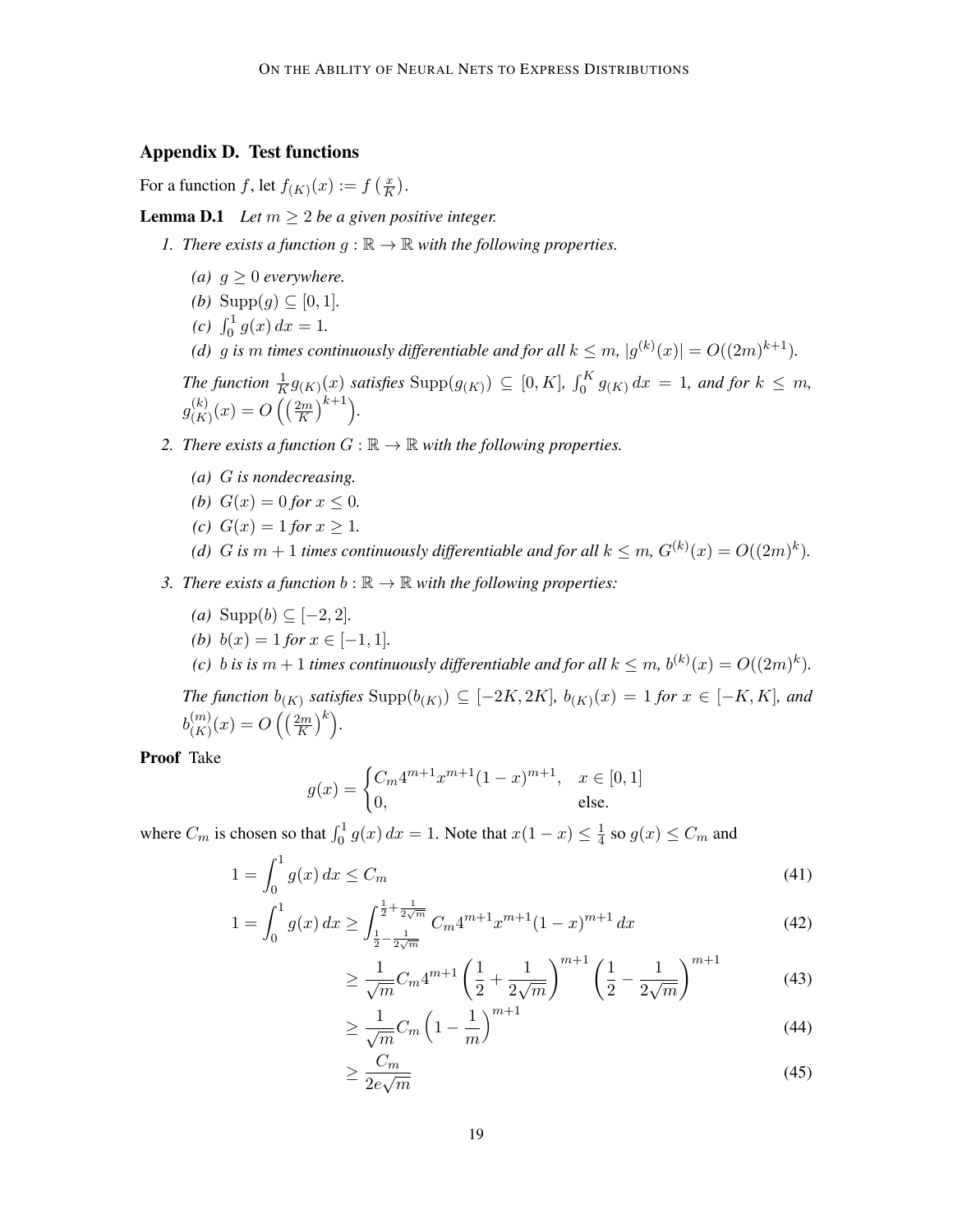## Appendix D. Test functions

For a function $f$, let $f_{(K)}(x) := f\left(\frac{x}{K}\right)$.

**Lemma D.1** *Let $m \geq 2$ be a given positive integer.*

1. *There exists a function $g : \mathbb{R} \to \mathbb{R}$ with the following properties.*
   *(a) $g \geq 0$ everywhere.*
   *(b) $\text{Supp}(g) \subseteq [0, 1]$.*
   *(c) $\int_0^1 g(x)\, dx = 1$.*
   *(d) $g$ is $m$ times continuously differentiable and for all $k \leq m$, $|g^{(k)}(x)| = O((2m)^{k+1})$.*

   *The function $\frac{1}{K} g_{(K)}(x)$ satisfies $\text{Supp}(g_{(K)}) \subseteq [0, K]$, $\int_0^K g_{(K)}\, dx = 1$, and for $k \leq m$, $g_{(K)}^{(k)}(x) = O\left(\left(\frac{2m}{K}\right)^{k+1}\right)$.*

2. *There exists a function $G : \mathbb{R} \to \mathbb{R}$ with the following properties.*
   *(a) $G$ is nondecreasing.*
   *(b) $G(x) = 0$ for $x \leq 0$.*
   *(c) $G(x) = 1$ for $x \geq 1$.*
   *(d) $G$ is $m + 1$ times continuously differentiable and for all $k \leq m$, $G^{(k)}(x) = O((2m)^k)$.*

3. *There exists a function $b : \mathbb{R} \to \mathbb{R}$ with the following properties:*
   *(a) $\text{Supp}(b) \subseteq [-2, 2]$.*
   *(b) $b(x) = 1$ for $x \in [-1, 1]$.*
   *(c) $b$ is is $m + 1$ times continuously differentiable and for all $k \leq m$, $b^{(k)}(x) = O((2m)^k)$.*

   *The function $b_{(K)}$ satisfies $\text{Supp}(b_{(K)}) \subseteq [-2K, 2K]$, $b_{(K)}(x) = 1$ for $x \in [-K, K]$, and $b_{(K)}^{(m)}(x) = O\left(\left(\frac{2m}{K}\right)^k\right)$.*

**Proof** Take

$$g(x) = \begin{cases} C_m 4^{m+1} x^{m+1}(1-x)^{m+1}, & x \in [0, 1] \\ 0, & \text{else.} \end{cases}$$

where $C_m$ is chosen so that $\int_0^1 g(x)\, dx = 1$. Note that $x(1-x) \leq \frac{1}{4}$ so $g(x) \leq C_m$ and

$$1 = \int_0^1 g(x)\, dx \leq C_m \tag{41}$$

$$1 = \int_0^1 g(x)\, dx \geq \int_{\frac{1}{2} - \frac{1}{2\sqrt{m}}}^{\frac{1}{2} + \frac{1}{2\sqrt{m}}} C_m 4^{m+1} x^{m+1}(1-x)^{m+1}\, dx \tag{42}$$

$$\geq \frac{1}{\sqrt{m}} C_m 4^{m+1} \left(\frac{1}{2} + \frac{1}{2\sqrt{m}}\right)^{m+1} \left(\frac{1}{2} - \frac{1}{2\sqrt{m}}\right)^{m+1} \tag{43}$$

$$\geq \frac{1}{\sqrt{m}} C_m \left(1 - \frac{1}{m}\right)^{m+1} \tag{44}$$

$$\geq \frac{C_m}{2e\sqrt{m}} \tag{45}$$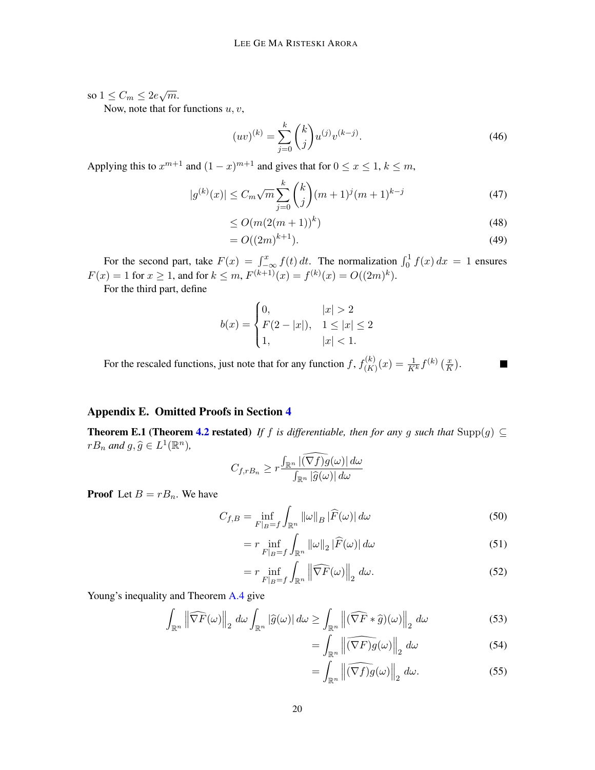so $1 \le C_m \le 2e\sqrt{m}$.

Now, note that for functions $u, v$,

$$(uv)^{(k)} = \sum_{j=0}^{k} \binom{k}{j} u^{(j)} v^{(k-j)}. \tag{46}$$

Applying this to $x^{m+1}$ and $(1-x)^{m+1}$ and gives that for $0 \le x \le 1$, $k \le m$,

$$|g^{(k)}(x)| \le C_m \sqrt{m} \sum_{j=0}^{k} \binom{k}{j} (m+1)^j (m+1)^{k-j} \tag{47}$$

$$\le O(m(2(m+1))^k) \tag{48}$$

$$= O((2m)^{k+1}). \tag{49}$$

For the second part, take $F(x) = \int_{-\infty}^{x} f(t)\, dt$. The normalization $\int_0^1 f(x)\, dx = 1$ ensures $F(x) = 1$ for $x \ge 1$, and for $k \le m$, $F^{(k+1)}(x) = f^{(k)}(x) = O((2m)^k)$.

For the third part, define

$$b(x) = \begin{cases} 0, & |x| > 2 \\ F(2 - |x|), & 1 \le |x| \le 2 \\ 1, & |x| < 1. \end{cases}$$

For the rescaled functions, just note that for any function $f$, $f_{(K)}^{(k)}(x) = \frac{1}{K^k} f^{(k)}\left(\frac{x}{K}\right)$. ■

## Appendix E. Omitted Proofs in Section 4

**Theorem E.1 (Theorem 4.2 restated)** *If $f$ is differentiable, then for any $g$ such that $\mathrm{Supp}(g) \subseteq rB_n$ and $g, \widehat{g} \in L^1(\mathbb{R}^n)$,*

$$C_{f,rB_n} \ge r \frac{\int_{\mathbb{R}^n} |\widehat{(\nabla f)g}(\omega)|\, d\omega}{\int_{\mathbb{R}^n} |\widehat{g}(\omega)|\, d\omega}$$

**Proof** Let $B = rB_n$. We have

$$C_{f,B} = \inf_{F|_B = f} \int_{\mathbb{R}^n} \|\omega\|_B \, |\widehat{F}(\omega)|\, d\omega \tag{50}$$

$$= r \inf_{F|_B = f} \int_{\mathbb{R}^n} \|\omega\|_2 \, |\widehat{F}(\omega)|\, d\omega \tag{51}$$

$$= r \inf_{F|_B = f} \int_{\mathbb{R}^n} \left\| \widehat{\nabla F}(\omega) \right\|_2 d\omega. \tag{52}$$

Young's inequality and Theorem A.4 give

$$\int_{\mathbb{R}^n} \left\| \widehat{\nabla F}(\omega) \right\|_2 d\omega \int_{\mathbb{R}^n} |\widehat{g}(\omega)|\, d\omega \ge \int_{\mathbb{R}^n} \left\| (\widehat{\nabla F} * \widehat{g})(\omega) \right\|_2 d\omega \tag{53}$$

$$= \int_{\mathbb{R}^n} \left\| \widehat{(\nabla F)g}(\omega) \right\|_2 d\omega \tag{54}$$

$$= \int_{\mathbb{R}^n} \left\| \widehat{(\nabla f)g}(\omega) \right\|_2 d\omega. \tag{55}$$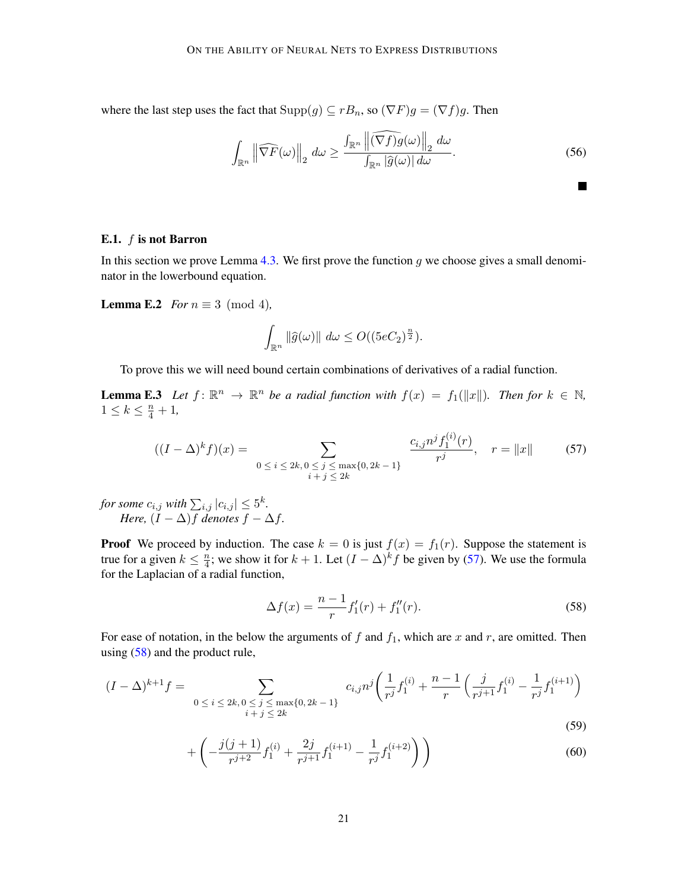where the last step uses the fact that $\text{Supp}(g) \subseteq rB_n$, so $(\nabla F)g = (\nabla f)g$. Then

$$\int_{\mathbb{R}^n} \left\| \widehat{\nabla F}(\omega) \right\|_2 \, d\omega \geq \frac{\int_{\mathbb{R}^n} \left\| \widehat{(\nabla f)g}(\omega) \right\|_2 \, d\omega}{\int_{\mathbb{R}^n} |\widehat{g}(\omega)| \, d\omega}. \tag{56}$$

■

### E.1. $f$ is not Barron

In this section we prove Lemma 4.3. We first prove the function $g$ we choose gives a small denominator in the lowerbound equation.

**Lemma E.2** *For $n \equiv 3 \pmod 4$,*

$$\int_{\mathbb{R}^n} \|\widehat{g}(\omega)\| \, d\omega \leq O((5eC_2)^{\frac{n}{2}}).$$

To prove this we will need bound certain combinations of derivatives of a radial function.

**Lemma E.3** *Let $f \colon \mathbb{R}^n \to \mathbb{R}^n$ be a radial function with $f(x) = f_1(\|x\|)$. Then for $k \in \mathbb{N}$, $1 \leq k \leq \frac{n}{4} + 1$,*

$$((I - \Delta)^k f)(x) = \sum_{\substack{0 \leq i \leq 2k, 0 \leq j \leq \max\{0, 2k-1\} \\ i+j \leq 2k}} \frac{c_{i,j} n^j f_1^{(i)}(r)}{r^j}, \quad r = \|x\| \tag{57}$$

*for some $c_{i,j}$ with $\sum_{i,j} |c_{i,j}| \leq 5^k$.*
*Here, $(I - \Delta)f$ denotes $f - \Delta f$.*

**Proof** We proceed by induction. The case $k = 0$ is just $f(x) = f_1(r)$. Suppose the statement is true for a given $k \leq \frac{n}{4}$; we show it for $k + 1$. Let $(I - \Delta)^k f$ be given by (57). We use the formula for the Laplacian of a radial function,

$$\Delta f(x) = \frac{n-1}{r} f_1'(r) + f_1''(r). \tag{58}$$

For ease of notation, in the below the arguments of $f$ and $f_1$, which are $x$ and $r$, are omitted. Then using (58) and the product rule,

$$(I - \Delta)^{k+1} f = \sum_{\substack{0 \leq i \leq 2k, 0 \leq j \leq \max\{0, 2k-1\} \\ i+j \leq 2k}} c_{i,j} n^j \left( \frac{1}{r^j} f_1^{(i)} + \frac{n-1}{r} \left( \frac{j}{r^{j+1}} f_1^{(i)} - \frac{1}{r^j} f_1^{(i+1)} \right) \right. \tag{59}$$

$$\left. + \left( -\frac{j(j+1)}{r^{j+2}} f_1^{(i)} + \frac{2j}{r^{j+1}} f_1^{(i+1)} - \frac{1}{r^j} f_1^{(i+2)} \right) \right) \tag{60}$$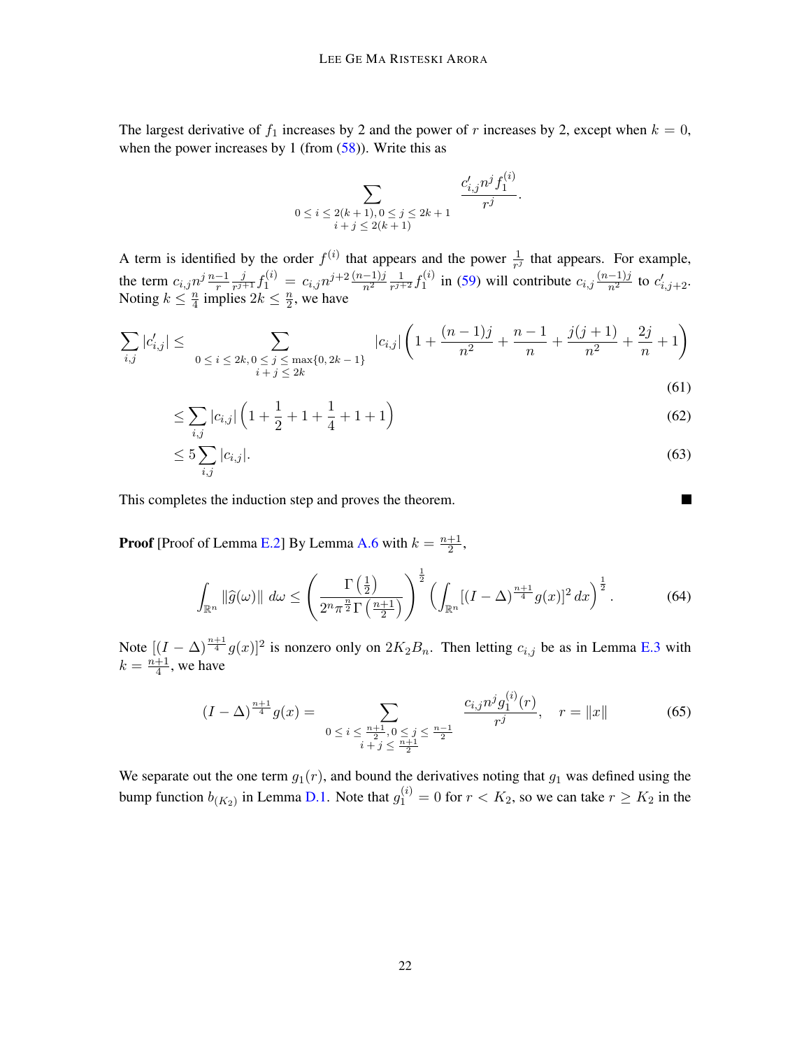The largest derivative of $f_1$ increases by 2 and the power of $r$ increases by 2, except when $k = 0$, when the power increases by 1 (from (58)). Write this as

$$\sum_{\substack{0 \le i \le 2(k+1), 0 \le j \le 2k+1 \\ i+j \le 2(k+1)}} \frac{c'_{i,j} n^j f_1^{(i)}}{r^j}.$$

A term is identified by the order $f^{(i)}$ that appears and the power $\frac{1}{r^j}$ that appears. For example, the term $c_{i,j} n^j \frac{n-1}{r} \frac{j}{r^{j+1}} f_1^{(i)} = c_{i,j} n^{j+2} \frac{(n-1)j}{n^2} \frac{1}{r^{j+2}} f_1^{(i)}$ in (59) will contribute $c_{i,j} \frac{(n-1)j}{n^2}$ to $c'_{i,j+2}$. Noting $k \le \frac{n}{4}$ implies $2k \le \frac{n}{2}$, we have

$$\sum_{i,j} |c'_{i,j}| \le \sum_{\substack{0 \le i \le 2k, 0 \le j \le \max\{0, 2k-1\} \\ i+j \le 2k}} |c_{i,j}| \left(1 + \frac{(n-1)j}{n^2} + \frac{n-1}{n} + \frac{j(j+1)}{n^2} + \frac{2j}{n} + 1\right) \tag{61}$$

$$\le \sum_{i,j} |c_{i,j}| \left(1 + \frac{1}{2} + 1 + \frac{1}{4} + 1 + 1\right) \tag{62}$$

$$\le 5 \sum_{i,j} |c_{i,j}|. \tag{63}$$

This completes the induction step and proves the theorem. ■

**Proof** [Proof of Lemma E.2] By Lemma A.6 with $k = \frac{n+1}{2}$,

$$\int_{\mathbb{R}^n} \|\widehat{g}(\omega)\| \, d\omega \le \left( \frac{\Gamma\left(\frac{1}{2}\right)}{2^n \pi^{\frac{n}{2}} \Gamma\left(\frac{n+1}{2}\right)} \right)^{\frac{1}{2}} \left( \int_{\mathbb{R}^n} [(I - \Delta)^{\frac{n+1}{4}} g(x)]^2 \, dx \right)^{\frac{1}{2}}. \tag{64}$$

Note $[(I - \Delta)^{\frac{n+1}{4}} g(x)]^2$ is nonzero only on $2K_2 B_n$. Then letting $c_{i,j}$ be as in Lemma E.3 with $k = \frac{n+1}{4}$, we have

$$(I - \Delta)^{\frac{n+1}{4}} g(x) = \sum_{\substack{0 \le i \le \frac{n+1}{2}, 0 \le j \le \frac{n-1}{2} \\ i+j \le \frac{n+1}{2}}} \frac{c_{i,j} n^j g_1^{(i)}(r)}{r^j}, \quad r = \|x\| \tag{65}$$

We separate out the one term $g_1(r)$, and bound the derivatives noting that $g_1$ was defined using the bump function $b_{(K_2)}$ in Lemma D.1. Note that $g_1^{(i)} = 0$ for $r < K_2$, so we can take $r \ge K_2$ in the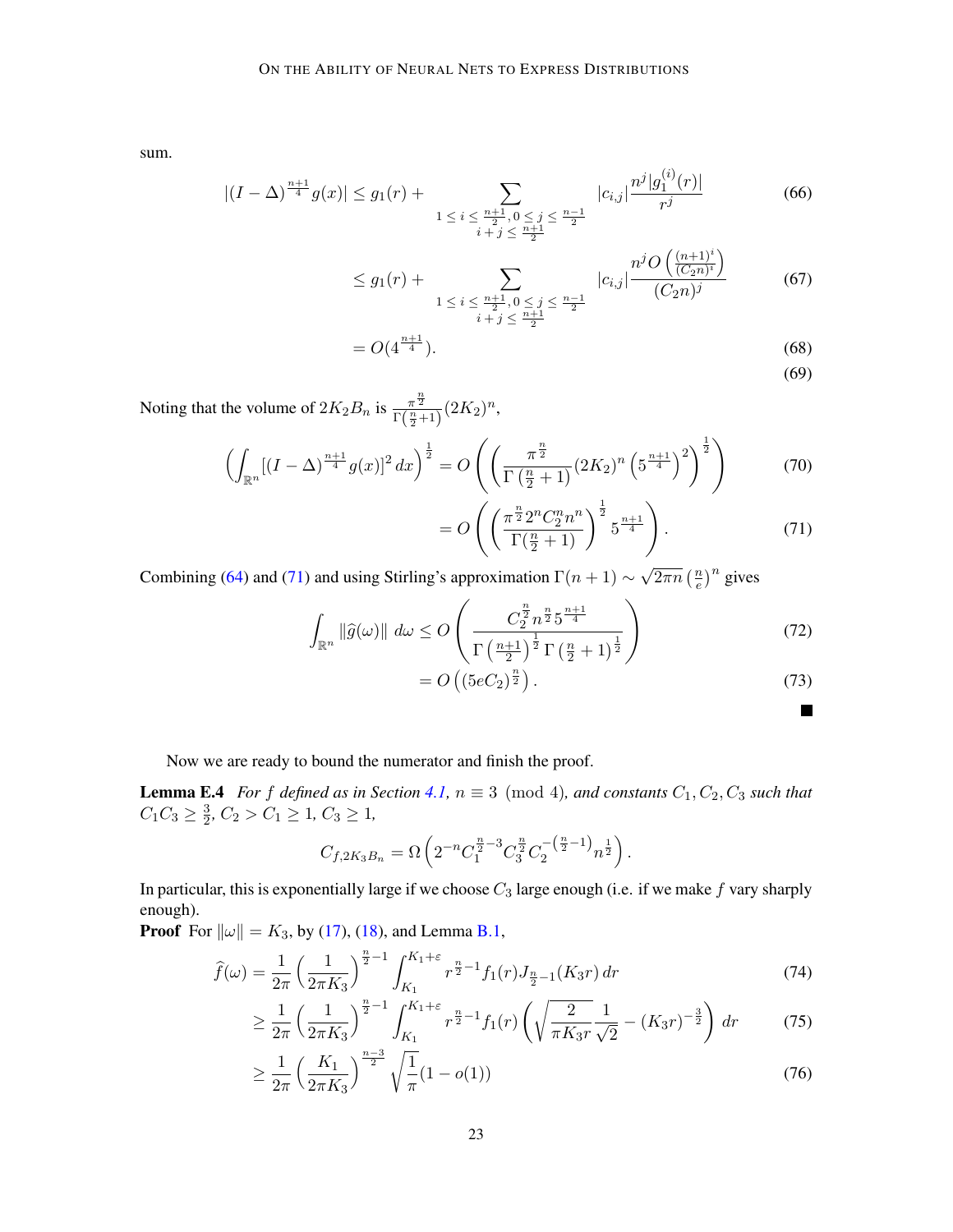sum.

$$|(I-\Delta)^{\frac{n+1}{4}} g(x)| \le g_1(r) + \sum_{\substack{1 \le i \le \frac{n+1}{2}, 0 \le j \le \frac{n-1}{2} \\ i+j \le \frac{n+1}{2}}} |c_{i,j}| \frac{n^j |g_1^{(i)}(r)|}{r^j} \tag{66}$$

$$\le g_1(r) + \sum_{\substack{1 \le i \le \frac{n+1}{2}, 0 \le j \le \frac{n-1}{2} \\ i+j \le \frac{n+1}{2}}} |c_{i,j}| \frac{n^j O\left(\frac{(n+1)^i}{(C_2 n)^i}\right)}{(C_2 n)^j} \tag{67}$$

$$= O(4^{\frac{n+1}{4}}). \tag{68}$$

$$\tag{69}$$

Noting that the volume of $2K_2 B_n$ is $\frac{\pi^{\frac{n}{2}}}{\Gamma\left(\frac{n}{2}+1\right)}(2K_2)^n$,

$$\left(\int_{\mathbb{R}^n} [(I-\Delta)^{\frac{n+1}{4}} g(x)]^2 \, dx\right)^{\frac{1}{2}} = O\left(\left(\frac{\pi^{\frac{n}{2}}}{\Gamma\left(\frac{n}{2}+1\right)}(2K_2)^n \left(5^{\frac{n+1}{4}}\right)^2\right)^{\frac{1}{2}}\right) \tag{70}$$

$$= O\left(\left(\frac{\pi^{\frac{n}{2}} 2^n C_2^n n^n}{\Gamma\left(\frac{n}{2}+1\right)}\right)^{\frac{1}{2}} 5^{\frac{n+1}{4}}\right). \tag{71}$$

Combining (64) and (71) and using Stirling's approximation $\Gamma(n+1) \sim \sqrt{2\pi n}\left(\frac{n}{e}\right)^n$ gives

$$\int_{\mathbb{R}^n} \|\widehat{g}(\omega)\| \, d\omega \le O\left(\frac{C_2^{\frac{n}{2}} n^{\frac{n}{2}} 5^{\frac{n+1}{4}}}{\Gamma\left(\frac{n+1}{2}\right)^{\frac{1}{2}} \Gamma\left(\frac{n}{2}+1\right)^{\frac{1}{2}}}\right) \tag{72}$$

$$= O\left((5eC_2)^{\frac{n}{2}}\right). \tag{73}$$

■

Now we are ready to bound the numerator and finish the proof.

**Lemma E.4** *For $f$ defined as in Section 4.1, $n \equiv 3 \pmod 4$, and constants $C_1, C_2, C_3$ such that $C_1 C_3 \ge \frac{3}{2}$, $C_2 > C_1 \ge 1$, $C_3 \ge 1$,*

$$C_{f,2K_3B_n} = \Omega\left(2^{-n} C_1^{\frac{n}{2}-3} C_3^{\frac{n}{2}} C_2^{-\left(\frac{n}{2}-1\right)} n^{\frac{1}{2}}\right).$$

In particular, this is exponentially large if we choose $C_3$ large enough (i.e. if we make $f$ vary sharply enough).

**Proof** For $\|\omega\| = K_3$, by (17), (18), and Lemma B.1,

$$\widehat{f}(\omega) = \frac{1}{2\pi}\left(\frac{1}{2\pi K_3}\right)^{\frac{n}{2}-1} \int_{K_1}^{K_1+\varepsilon} r^{\frac{n}{2}-1} f_1(r) J_{\frac{n}{2}-1}(K_3 r) \, dr \tag{74}$$

$$\ge \frac{1}{2\pi}\left(\frac{1}{2\pi K_3}\right)^{\frac{n}{2}-1} \int_{K_1}^{K_1+\varepsilon} r^{\frac{n}{2}-1} f_1(r) \left(\sqrt{\frac{2}{\pi K_3 r}} \frac{1}{\sqrt{2}} - (K_3 r)^{-\frac{3}{2}}\right) dr \tag{75}$$

$$\ge \frac{1}{2\pi}\left(\frac{K_1}{2\pi K_3}\right)^{\frac{n-3}{2}} \sqrt{\frac{1}{\pi}}(1 - o(1)) \tag{76}$$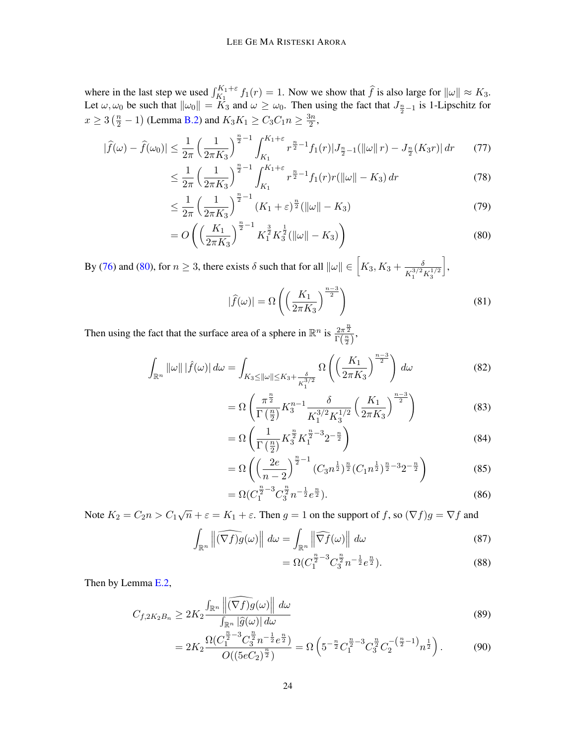where in the last step we used $\int_{K_1}^{K_1+\varepsilon} f_1(r) = 1$. Now we show that $\widehat{f}$ is also large for $\|\omega\| \approx K_3$. Let $\omega, \omega_0$ be such that $\|\omega_0\| = K_3$ and $\omega \geq \omega_0$. Then using the fact that $J_{\frac{n}{2}-1}$ is 1-Lipschitz for $x \geq 3\left(\frac{n}{2}-1\right)$ (Lemma B.2) and $K_3 K_1 \geq C_3 C_1 n \geq \frac{3n}{2}$,

$$
\begin{aligned}
|\widehat{f}(\omega) - \widehat{f}(\omega_0)| &\leq \frac{1}{2\pi}\left(\frac{1}{2\pi K_3}\right)^{\frac{n}{2}-1} \int_{K_1}^{K_1+\varepsilon} r^{\frac{n}{2}-1} f_1(r) |J_{\frac{n}{2}-1}(\|\omega\| r) - J_{\frac{n}{2}}(K_3 r)|\, dr && (77)\\
&\leq \frac{1}{2\pi}\left(\frac{1}{2\pi K_3}\right)^{\frac{n}{2}-1} \int_{K_1}^{K_1+\varepsilon} r^{\frac{n}{2}-1} f_1(r) r(\|\omega\| - K_3)\, dr && (78)\\
&\leq \frac{1}{2\pi}\left(\frac{1}{2\pi K_3}\right)^{\frac{n}{2}-1} (K_1+\varepsilon)^{\frac{n}{2}} (\|\omega\| - K_3) && (79)\\
&= O\left(\left(\frac{K_1}{2\pi K_3}\right)^{\frac{n}{2}-1} K_1^{\frac{3}{2}} K_3^{\frac{1}{2}} (\|\omega\| - K_3)\right) && (80)
\end{aligned}
$$

By (76) and (80), for $n \geq 3$, there exists $\delta$ such that for all $\|\omega\| \in \left[K_3, K_3 + \frac{\delta}{K_1^{3/2} K_3^{1/2}}\right]$,

$$
|\widehat{f}(\omega)| = \Omega\left(\left(\frac{K_1}{2\pi K_3}\right)^{\frac{n-3}{2}}\right) \tag{81}
$$

Then using the fact that the surface area of a sphere in $\mathbb{R}^n$ is $\frac{2\pi^{\frac{n}{2}}}{\Gamma\left(\frac{n}{2}\right)}$,

$$
\begin{aligned}
\int_{\mathbb{R}^n} \|\omega\| \, |\hat{f}(\omega)|\, d\omega &= \int_{K_3 \leq \|\omega\| \leq K_3 + \frac{\delta}{K_1^{3/2}}} \Omega\left(\left(\frac{K_1}{2\pi K_3}\right)^{\frac{n-3}{2}}\right) d\omega && (82)\\
&= \Omega\left(\frac{\pi^{\frac{n}{2}}}{\Gamma\left(\frac{n}{2}\right)} K_3^{n-1} \frac{\delta}{K_1^{3/2} K_3^{1/2}} \left(\frac{K_1}{2\pi K_3}\right)^{\frac{n-3}{2}}\right) && (83)\\
&= \Omega\left(\frac{1}{\Gamma\left(\frac{n}{2}\right)} K_3^{\frac{n}{2}} K_1^{\frac{n}{2}-3} 2^{-\frac{n}{2}}\right) && (84)\\
&= \Omega\left(\left(\frac{2e}{n-2}\right)^{\frac{n}{2}-1} (C_3 n^{\frac{1}{2}})^{\frac{n}{2}} (C_1 n^{\frac{1}{2}})^{\frac{n}{2}-3} 2^{-\frac{n}{2}}\right) && (85)\\
&= \Omega(C_1^{\frac{n}{2}-3} C_3^{\frac{n}{2}} n^{-\frac{1}{2}} e^{\frac{n}{2}}). && (86)
\end{aligned}
$$

Note $K_2 = C_2 n > C_1\sqrt{n} + \varepsilon = K_1 + \varepsilon$. Then $g = 1$ on the support of $f$, so $(\nabla f)g = \nabla f$ and

$$
\begin{aligned}
\int_{\mathbb{R}^n} \left\|\widehat{(\nabla f)g}(\omega)\right\| d\omega &= \int_{\mathbb{R}^n} \left\|\widehat{\nabla f}(\omega)\right\| d\omega && (87)\\
&= \Omega(C_1^{\frac{n}{2}-3} C_3^{\frac{n}{2}} n^{-\frac{1}{2}} e^{\frac{n}{2}}). && (88)
\end{aligned}
$$

Then by Lemma E.2,

$$
\begin{aligned}
C_{f, 2K_2 B_n} &\geq 2K_2 \frac{\int_{\mathbb{R}^n} \left\|\widehat{(\nabla f)g}(\omega)\right\| d\omega}{\int_{\mathbb{R}^n} |\widehat{g}(\omega)|\, d\omega} && (89)\\
&= 2K_2 \frac{\Omega(C_1^{\frac{n}{2}-3} C_3^{\frac{n}{2}} n^{-\frac{1}{2}} e^{\frac{n}{2}})}{O((5eC_2)^{\frac{n}{2}})} = \Omega\left(5^{-\frac{n}{2}} C_1^{\frac{n}{2}-3} C_3^{\frac{n}{2}} C_2^{-\left(\frac{n}{2}-1\right)} n^{\frac{1}{2}}\right). && (90)
\end{aligned}
$$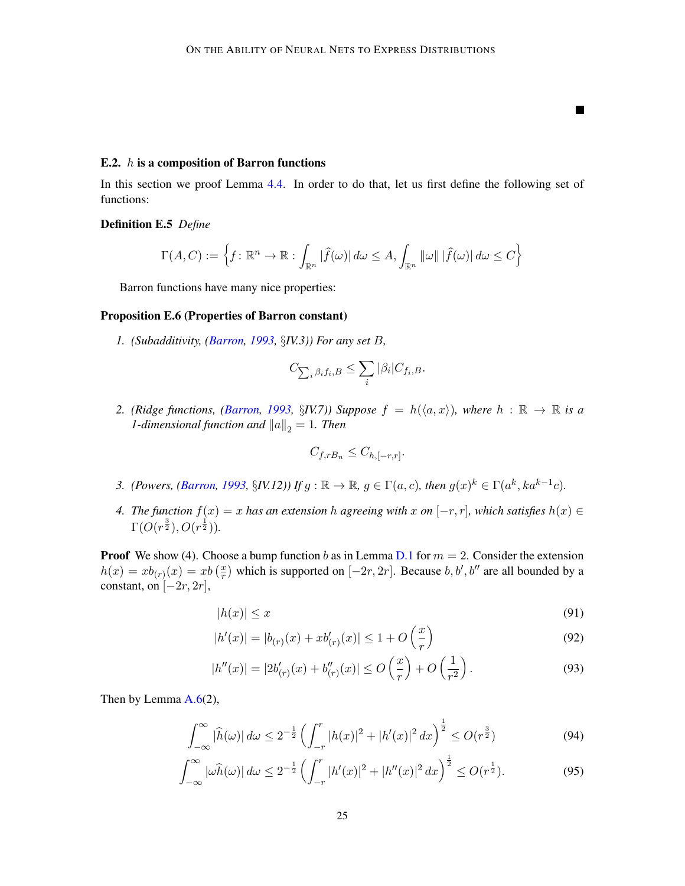∎

### E.2. $h$ is a composition of Barron functions

In this section we proof Lemma 4.4. In order to do that, let us first define the following set of functions:

**Definition E.5** *Define*

$$\Gamma(A, C) := \left\{ f \colon \mathbb{R}^n \to \mathbb{R} : \int_{\mathbb{R}^n} |\widehat{f}(\omega)|\, d\omega \le A, \int_{\mathbb{R}^n} \|\omega\|\, |\widehat{f}(\omega)|\, d\omega \le C \right\}$$

Barron functions have many nice properties:

**Proposition E.6 (Properties of Barron constant)**

1. *(Subadditivity, (Barron, 1993, §IV.3)) For any set $B$,*

$$C_{\sum_i \beta_i f_i, B} \le \sum_i |\beta_i| C_{f_i, B}.$$

2. *(Ridge functions, (Barron, 1993, §IV.7)) Suppose $f = h(\langle a, x \rangle)$, where $h : \mathbb{R} \to \mathbb{R}$ is a 1-dimensional function and $\|a\|_2 = 1$. Then*

$$C_{f, rB_n} \le C_{h, [-r,r]}.$$

3. *(Powers, (Barron, 1993, §IV.12)) If $g : \mathbb{R} \to \mathbb{R}$, $g \in \Gamma(a, c)$, then $g(x)^k \in \Gamma(a^k, k a^{k-1} c)$.*

4. *The function $f(x) = x$ has an extension $h$ agreeing with $x$ on $[-r, r]$, which satisfies $h(x) \in \Gamma(O(r^{\frac{3}{2}}), O(r^{\frac{1}{2}}))$.*

**Proof** We show (4). Choose a bump function $b$ as in Lemma D.1 for $m = 2$. Consider the extension $h(x) = x b_{(r)}(x) = x b\left(\frac{x}{r}\right)$ which is supported on $[-2r, 2r]$. Because $b, b', b''$ are all bounded by a constant, on $[-2r, 2r]$,

$$|h(x)| \le x \tag{91}$$

$$|h'(x)| = |b_{(r)}(x) + x b'_{(r)}(x)| \le 1 + O\left(\frac{x}{r}\right) \tag{92}$$

$$|h''(x)| = |2 b'_{(r)}(x) + b''_{(r)}(x)| \le O\left(\frac{x}{r}\right) + O\left(\frac{1}{r^2}\right). \tag{93}$$

Then by Lemma A.6(2),

$$\int_{-\infty}^{\infty} |\widehat{h}(\omega)|\, d\omega \le 2^{-\frac{1}{2}} \left( \int_{-r}^{r} |h(x)|^2 + |h'(x)|^2\, dx \right)^{\frac{1}{2}} \le O(r^{\frac{3}{2}}) \tag{94}$$

$$\int_{-\infty}^{\infty} |\omega \widehat{h}(\omega)|\, d\omega \le 2^{-\frac{1}{2}} \left( \int_{-r}^{r} |h'(x)|^2 + |h''(x)|^2\, dx \right)^{\frac{1}{2}} \le O(r^{\frac{1}{2}}). \tag{95}$$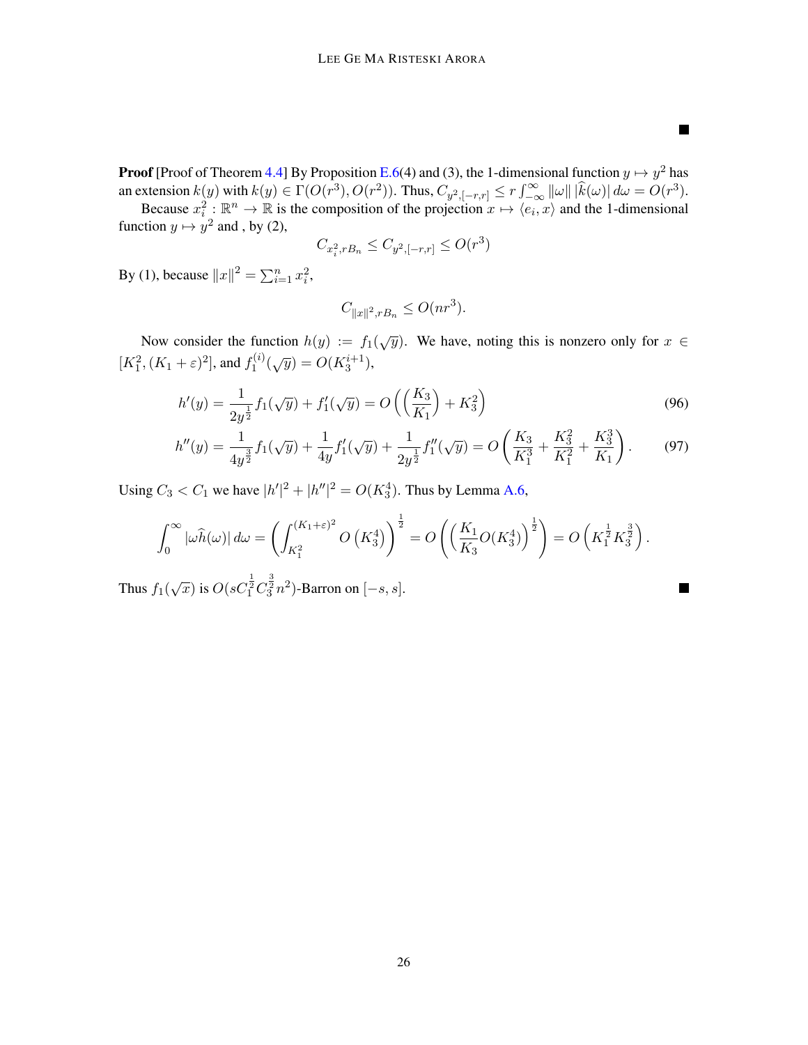■

**Proof** [Proof of Theorem 4.4] By Proposition E.6(4) and (3), the 1-dimensional function $y \mapsto y^2$ has an extension $k(y)$ with $k(y) \in \Gamma(O(r^3), O(r^2))$. Thus, $C_{y^2,[-r,r]} \le r \int_{-\infty}^{\infty} \|\omega\| \, |\widehat{k}(\omega)| \, d\omega = O(r^3)$.

Because $x_i^2 : \mathbb{R}^n \to \mathbb{R}$ is the composition of the projection $x \mapsto \langle e_i, x \rangle$ and the 1-dimensional function $y \mapsto y^2$ and , by (2),

$$C_{x_i^2, rB_n} \le C_{y^2,[-r,r]} \le O(r^3)$$

By (1), because $\|x\|^2 = \sum_{i=1}^n x_i^2$,

$$C_{\|x\|^2, rB_n} \le O(nr^3).$$

Now consider the function $h(y) := f_1(\sqrt{y})$. We have, noting this is nonzero only for $x \in [K_1^2, (K_1 + \varepsilon)^2]$, and $f_1^{(i)}(\sqrt{y}) = O(K_3^{i+1})$,

$$h'(y) = \frac{1}{2y^{\frac{1}{2}}} f_1(\sqrt{y}) + f_1'(\sqrt{y}) = O\left( \left( \frac{K_3}{K_1} \right) + K_3^2 \right) \tag{96}$$

$$h''(y) = \frac{1}{4y^{\frac{3}{2}}} f_1(\sqrt{y}) + \frac{1}{4y} f_1'(\sqrt{y}) + \frac{1}{2y^{\frac{1}{2}}} f_1''(\sqrt{y}) = O\left( \frac{K_3}{K_1^3} + \frac{K_3^2}{K_1^2} + \frac{K_3^3}{K_1} \right). \tag{97}$$

Using $C_3 < C_1$ we have $|h'|^2 + |h''|^2 = O(K_3^4)$. Thus by Lemma A.6,

$$\int_0^\infty |\omega \widehat{h}(\omega)| \, d\omega = \left( \int_{K_1^2}^{(K_1+\varepsilon)^2} O\left(K_3^4\right) \right)^{\frac{1}{2}} = O\left( \left( \frac{K_1}{K_3} O(K_3^4) \right)^{\frac{1}{2}} \right) = O\left( K_1^{\frac{1}{2}} K_3^{\frac{3}{2}} \right).$$

Thus $f_1(\sqrt{x})$ is $O(sC_1^{\frac{1}{2}} C_3^{\frac{3}{2}} n^2)$-Barron on $[-s, s]$. ■